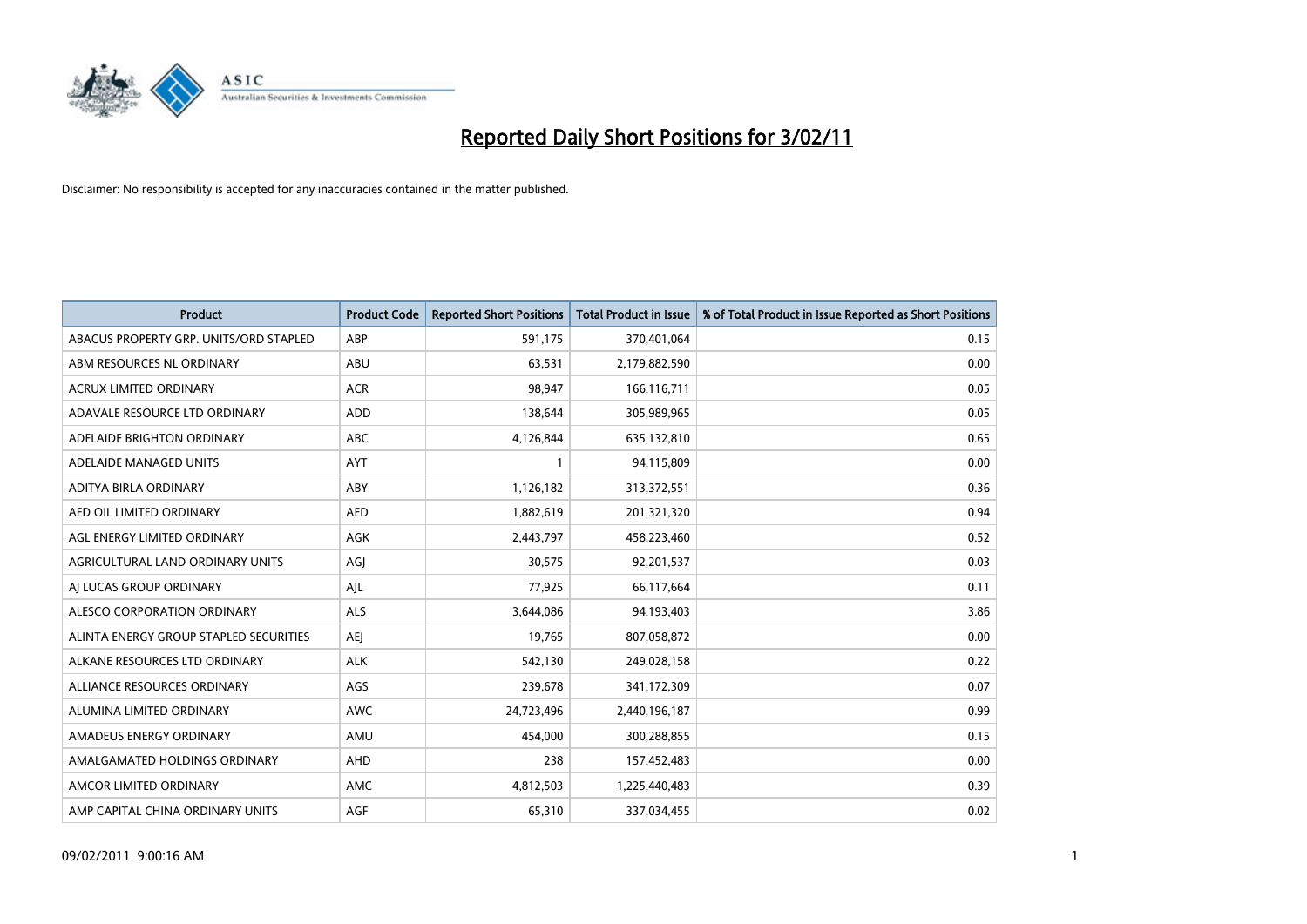# Reported Daily Short Positions for 3/02/11

Disclaimer: No responsibility is accepted for any inaccuracies contained in the matter published.

| Product | Product Code | Reported Short Positions | Total Product in Issue | % of Total Product in Issue Reported as Short Positions |
| --- | --- | --- | --- | --- |
| ABACUS PROPERTY GRP. UNITS/ORD STAPLED | ABP | 591,175 | 370,401,064 | 0.15 |
| ABM RESOURCES NL ORDINARY | ABU | 63,531 | 2,179,882,590 | 0.00 |
| ACRUX LIMITED ORDINARY | ACR | 98,947 | 166,116,711 | 0.05 |
| ADAVALE RESOURCE LTD ORDINARY | ADD | 138,644 | 305,989,965 | 0.05 |
| ADELAIDE BRIGHTON ORDINARY | ABC | 4,126,844 | 635,132,810 | 0.65 |
| ADELAIDE MANAGED UNITS | AYT | 1 | 94,115,809 | 0.00 |
| ADITYA BIRLA ORDINARY | ABY | 1,126,182 | 313,372,551 | 0.36 |
| AED OIL LIMITED ORDINARY | AED | 1,882,619 | 201,321,320 | 0.94 |
| AGL ENERGY LIMITED ORDINARY | AGK | 2,443,797 | 458,223,460 | 0.52 |
| AGRICULTURAL LAND ORDINARY UNITS | AGJ | 30,575 | 92,201,537 | 0.03 |
| AJ LUCAS GROUP ORDINARY | AJL | 77,925 | 66,117,664 | 0.11 |
| ALESCO CORPORATION ORDINARY | ALS | 3,644,086 | 94,193,403 | 3.86 |
| ALINTA ENERGY GROUP STAPLED SECURITIES | AEJ | 19,765 | 807,058,872 | 0.00 |
| ALKANE RESOURCES LTD ORDINARY | ALK | 542,130 | 249,028,158 | 0.22 |
| ALLIANCE RESOURCES ORDINARY | AGS | 239,678 | 341,172,309 | 0.07 |
| ALUMINA LIMITED ORDINARY | AWC | 24,723,496 | 2,440,196,187 | 0.99 |
| AMADEUS ENERGY ORDINARY | AMU | 454,000 | 300,288,855 | 0.15 |
| AMALGAMATED HOLDINGS ORDINARY | AHD | 238 | 157,452,483 | 0.00 |
| AMCOR LIMITED ORDINARY | AMC | 4,812,503 | 1,225,440,483 | 0.39 |
| AMP CAPITAL CHINA ORDINARY UNITS | AGF | 65,310 | 337,034,455 | 0.02 |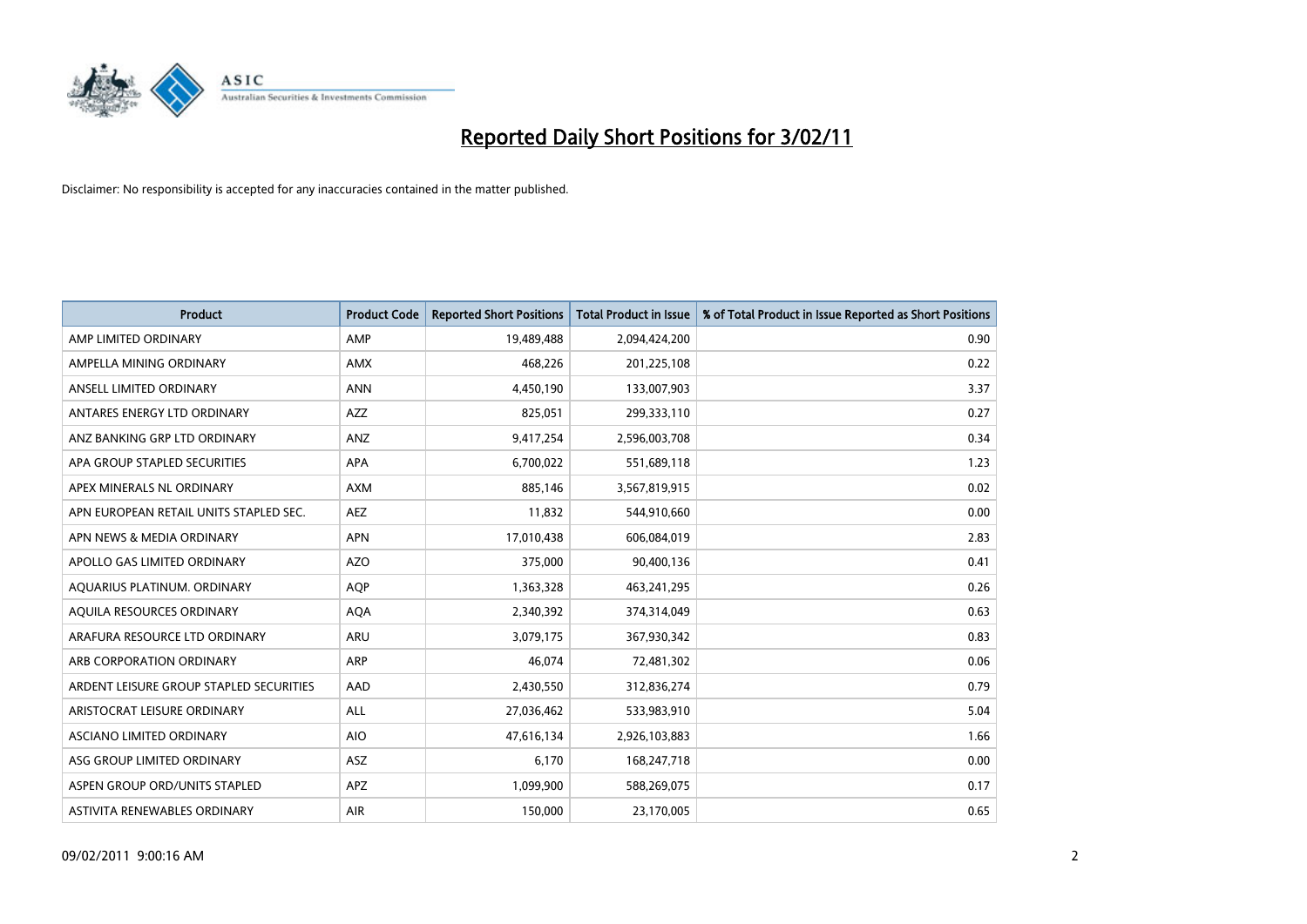# Reported Daily Short Positions for 3/02/11

Disclaimer: No responsibility is accepted for any inaccuracies contained in the matter published.

| Product | Product Code | Reported Short Positions | Total Product in Issue | % of Total Product in Issue Reported as Short Positions |
|---|---|---|---|---|
| AMP LIMITED ORDINARY | AMP | 19,489,488 | 2,094,424,200 | 0.90 |
| AMPELLA MINING ORDINARY | AMX | 468,226 | 201,225,108 | 0.22 |
| ANSELL LIMITED ORDINARY | ANN | 4,450,190 | 133,007,903 | 3.37 |
| ANTARES ENERGY LTD ORDINARY | AZZ | 825,051 | 299,333,110 | 0.27 |
| ANZ BANKING GRP LTD ORDINARY | ANZ | 9,417,254 | 2,596,003,708 | 0.34 |
| APA GROUP STAPLED SECURITIES | APA | 6,700,022 | 551,689,118 | 1.23 |
| APEX MINERALS NL ORDINARY | AXM | 885,146 | 3,567,819,915 | 0.02 |
| APN EUROPEAN RETAIL UNITS STAPLED SEC. | AEZ | 11,832 | 544,910,660 | 0.00 |
| APN NEWS & MEDIA ORDINARY | APN | 17,010,438 | 606,084,019 | 2.83 |
| APOLLO GAS LIMITED ORDINARY | AZO | 375,000 | 90,400,136 | 0.41 |
| AQUARIUS PLATINUM. ORDINARY | AQP | 1,363,328 | 463,241,295 | 0.26 |
| AQUILA RESOURCES ORDINARY | AQA | 2,340,392 | 374,314,049 | 0.63 |
| ARAFURA RESOURCE LTD ORDINARY | ARU | 3,079,175 | 367,930,342 | 0.83 |
| ARB CORPORATION ORDINARY | ARP | 46,074 | 72,481,302 | 0.06 |
| ARDENT LEISURE GROUP STAPLED SECURITIES | AAD | 2,430,550 | 312,836,274 | 0.79 |
| ARISTOCRAT LEISURE ORDINARY | ALL | 27,036,462 | 533,983,910 | 5.04 |
| ASCIANO LIMITED ORDINARY | AIO | 47,616,134 | 2,926,103,883 | 1.66 |
| ASG GROUP LIMITED ORDINARY | ASZ | 6,170 | 168,247,718 | 0.00 |
| ASPEN GROUP ORD/UNITS STAPLED | APZ | 1,099,900 | 588,269,075 | 0.17 |
| ASTIVITA RENEWABLES ORDINARY | AIR | 150,000 | 23,170,005 | 0.65 |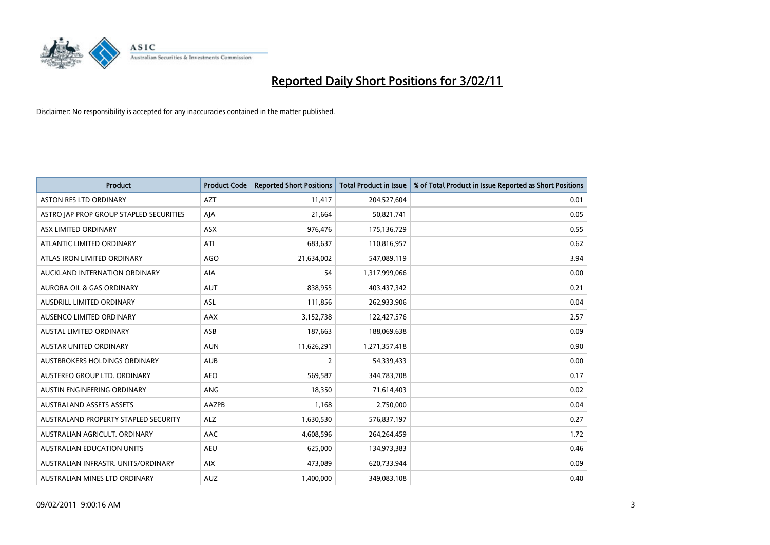# Reported Daily Short Positions for 3/02/11

Disclaimer: No responsibility is accepted for any inaccuracies contained in the matter published.

| Product | Product Code | Reported Short Positions | Total Product in Issue | % of Total Product in Issue Reported as Short Positions |
|---|---|---|---|---|
| ASTON RES LTD ORDINARY | AZT | 11,417 | 204,527,604 | 0.01 |
| ASTRO JAP PROP GROUP STAPLED SECURITIES | AJA | 21,664 | 50,821,741 | 0.05 |
| ASX LIMITED ORDINARY | ASX | 976,476 | 175,136,729 | 0.55 |
| ATLANTIC LIMITED ORDINARY | ATI | 683,637 | 110,816,957 | 0.62 |
| ATLAS IRON LIMITED ORDINARY | AGO | 21,634,002 | 547,089,119 | 3.94 |
| AUCKLAND INTERNATION ORDINARY | AIA | 54 | 1,317,999,066 | 0.00 |
| AURORA OIL & GAS ORDINARY | AUT | 838,955 | 403,437,342 | 0.21 |
| AUSDRILL LIMITED ORDINARY | ASL | 111,856 | 262,933,906 | 0.04 |
| AUSENCO LIMITED ORDINARY | AAX | 3,152,738 | 122,427,576 | 2.57 |
| AUSTAL LIMITED ORDINARY | ASB | 187,663 | 188,069,638 | 0.09 |
| AUSTAR UNITED ORDINARY | AUN | 11,626,291 | 1,271,357,418 | 0.90 |
| AUSTBROKERS HOLDINGS ORDINARY | AUB | 2 | 54,339,433 | 0.00 |
| AUSTEREO GROUP LTD. ORDINARY | AEO | 569,587 | 344,783,708 | 0.17 |
| AUSTIN ENGINEERING ORDINARY | ANG | 18,350 | 71,614,403 | 0.02 |
| AUSTRALAND ASSETS ASSETS | AAZPB | 1,168 | 2,750,000 | 0.04 |
| AUSTRALAND PROPERTY STAPLED SECURITY | ALZ | 1,630,530 | 576,837,197 | 0.27 |
| AUSTRALIAN AGRICULT. ORDINARY | AAC | 4,608,596 | 264,264,459 | 1.72 |
| AUSTRALIAN EDUCATION UNITS | AEU | 625,000 | 134,973,383 | 0.46 |
| AUSTRALIAN INFRASTR. UNITS/ORDINARY | AIX | 473,089 | 620,733,944 | 0.09 |
| AUSTRALIAN MINES LTD ORDINARY | AUZ | 1,400,000 | 349,083,108 | 0.40 |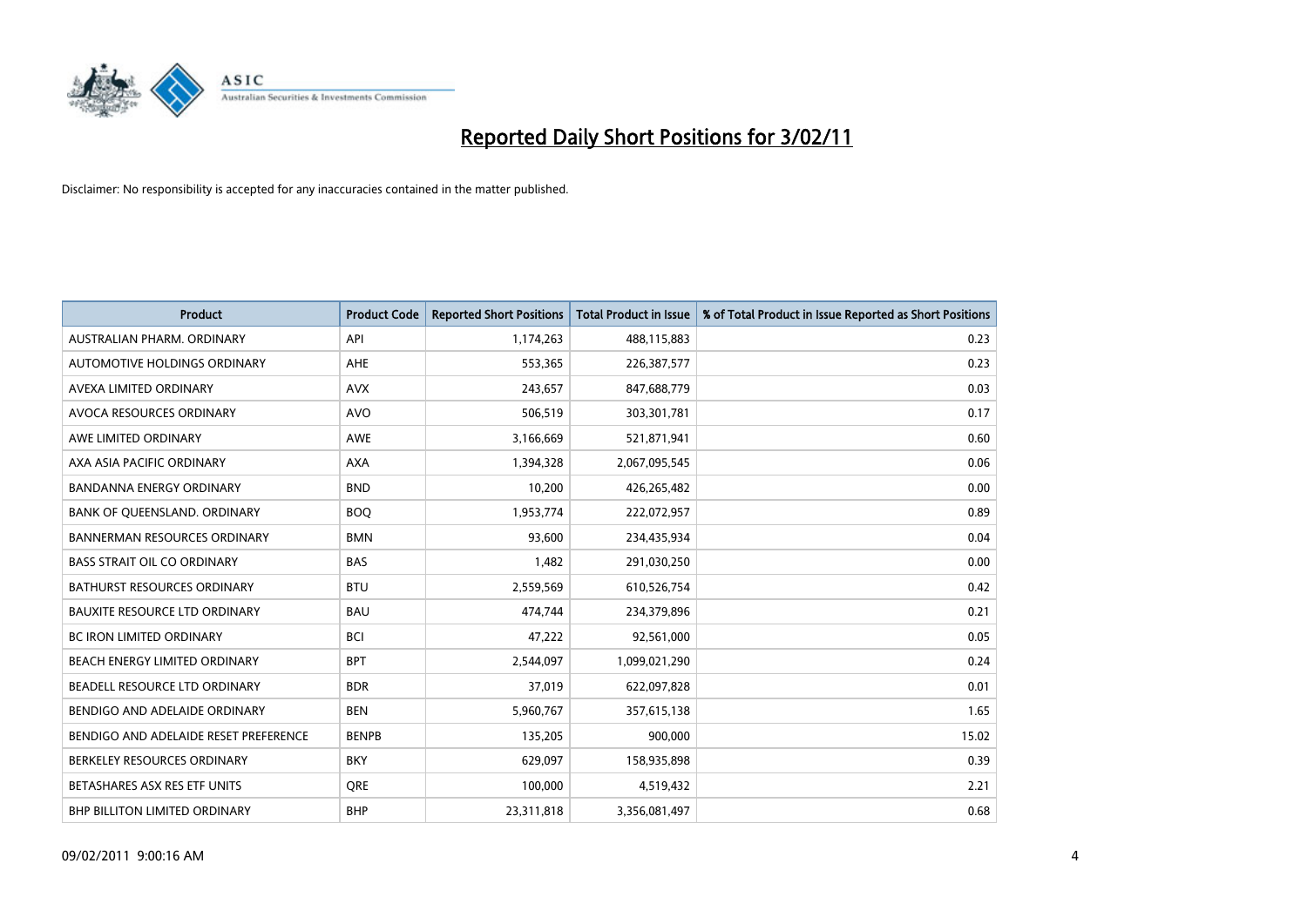# Reported Daily Short Positions for 3/02/11

Disclaimer: No responsibility is accepted for any inaccuracies contained in the matter published.

| Product | Product Code | Reported Short Positions | Total Product in Issue | % of Total Product in Issue Reported as Short Positions |
|---|---|---|---|---|
| AUSTRALIAN PHARM. ORDINARY | API | 1,174,263 | 488,115,883 | 0.23 |
| AUTOMOTIVE HOLDINGS ORDINARY | AHE | 553,365 | 226,387,577 | 0.23 |
| AVEXA LIMITED ORDINARY | AVX | 243,657 | 847,688,779 | 0.03 |
| AVOCA RESOURCES ORDINARY | AVO | 506,519 | 303,301,781 | 0.17 |
| AWE LIMITED ORDINARY | AWE | 3,166,669 | 521,871,941 | 0.60 |
| AXA ASIA PACIFIC ORDINARY | AXA | 1,394,328 | 2,067,095,545 | 0.06 |
| BANDANNA ENERGY ORDINARY | BND | 10,200 | 426,265,482 | 0.00 |
| BANK OF QUEENSLAND. ORDINARY | BOQ | 1,953,774 | 222,072,957 | 0.89 |
| BANNERMAN RESOURCES ORDINARY | BMN | 93,600 | 234,435,934 | 0.04 |
| BASS STRAIT OIL CO ORDINARY | BAS | 1,482 | 291,030,250 | 0.00 |
| BATHURST RESOURCES ORDINARY | BTU | 2,559,569 | 610,526,754 | 0.42 |
| BAUXITE RESOURCE LTD ORDINARY | BAU | 474,744 | 234,379,896 | 0.21 |
| BC IRON LIMITED ORDINARY | BCI | 47,222 | 92,561,000 | 0.05 |
| BEACH ENERGY LIMITED ORDINARY | BPT | 2,544,097 | 1,099,021,290 | 0.24 |
| BEADELL RESOURCE LTD ORDINARY | BDR | 37,019 | 622,097,828 | 0.01 |
| BENDIGO AND ADELAIDE ORDINARY | BEN | 5,960,767 | 357,615,138 | 1.65 |
| BENDIGO AND ADELAIDE RESET PREFERENCE | BENPB | 135,205 | 900,000 | 15.02 |
| BERKELEY RESOURCES ORDINARY | BKY | 629,097 | 158,935,898 | 0.39 |
| BETASHARES ASX RES ETF UNITS | QRE | 100,000 | 4,519,432 | 2.21 |
| BHP BILLITON LIMITED ORDINARY | BHP | 23,311,818 | 3,356,081,497 | 0.68 |

09/02/2011 9:00:16 AM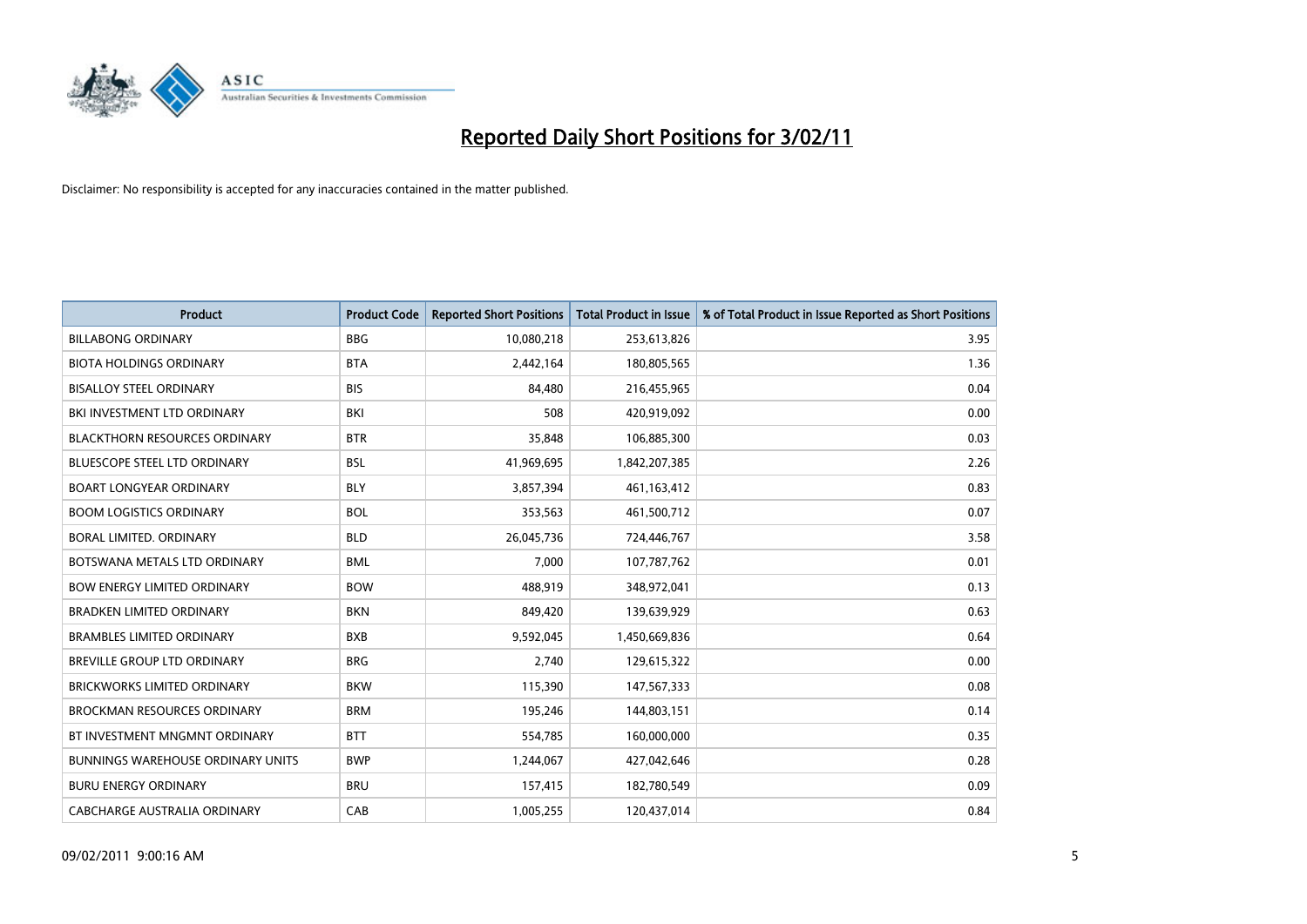# Reported Daily Short Positions for 3/02/11

Disclaimer: No responsibility is accepted for any inaccuracies contained in the matter published.

| Product | Product Code | Reported Short Positions | Total Product in Issue | % of Total Product in Issue Reported as Short Positions |
|---|---|---|---|---|
| BILLABONG ORDINARY | BBG | 10,080,218 | 253,613,826 | 3.95 |
| BIOTA HOLDINGS ORDINARY | BTA | 2,442,164 | 180,805,565 | 1.36 |
| BISALLOY STEEL ORDINARY | BIS | 84,480 | 216,455,965 | 0.04 |
| BKI INVESTMENT LTD ORDINARY | BKI | 508 | 420,919,092 | 0.00 |
| BLACKTHORN RESOURCES ORDINARY | BTR | 35,848 | 106,885,300 | 0.03 |
| BLUESCOPE STEEL LTD ORDINARY | BSL | 41,969,695 | 1,842,207,385 | 2.26 |
| BOART LONGYEAR ORDINARY | BLY | 3,857,394 | 461,163,412 | 0.83 |
| BOOM LOGISTICS ORDINARY | BOL | 353,563 | 461,500,712 | 0.07 |
| BORAL LIMITED. ORDINARY | BLD | 26,045,736 | 724,446,767 | 3.58 |
| BOTSWANA METALS LTD ORDINARY | BML | 7,000 | 107,787,762 | 0.01 |
| BOW ENERGY LIMITED ORDINARY | BOW | 488,919 | 348,972,041 | 0.13 |
| BRADKEN LIMITED ORDINARY | BKN | 849,420 | 139,639,929 | 0.63 |
| BRAMBLES LIMITED ORDINARY | BXB | 9,592,045 | 1,450,669,836 | 0.64 |
| BREVILLE GROUP LTD ORDINARY | BRG | 2,740 | 129,615,322 | 0.00 |
| BRICKWORKS LIMITED ORDINARY | BKW | 115,390 | 147,567,333 | 0.08 |
| BROCKMAN RESOURCES ORDINARY | BRM | 195,246 | 144,803,151 | 0.14 |
| BT INVESTMENT MNGMNT ORDINARY | BTT | 554,785 | 160,000,000 | 0.35 |
| BUNNINGS WAREHOUSE ORDINARY UNITS | BWP | 1,244,067 | 427,042,646 | 0.28 |
| BURU ENERGY ORDINARY | BRU | 157,415 | 182,780,549 | 0.09 |
| CABCHARGE AUSTRALIA ORDINARY | CAB | 1,005,255 | 120,437,014 | 0.84 |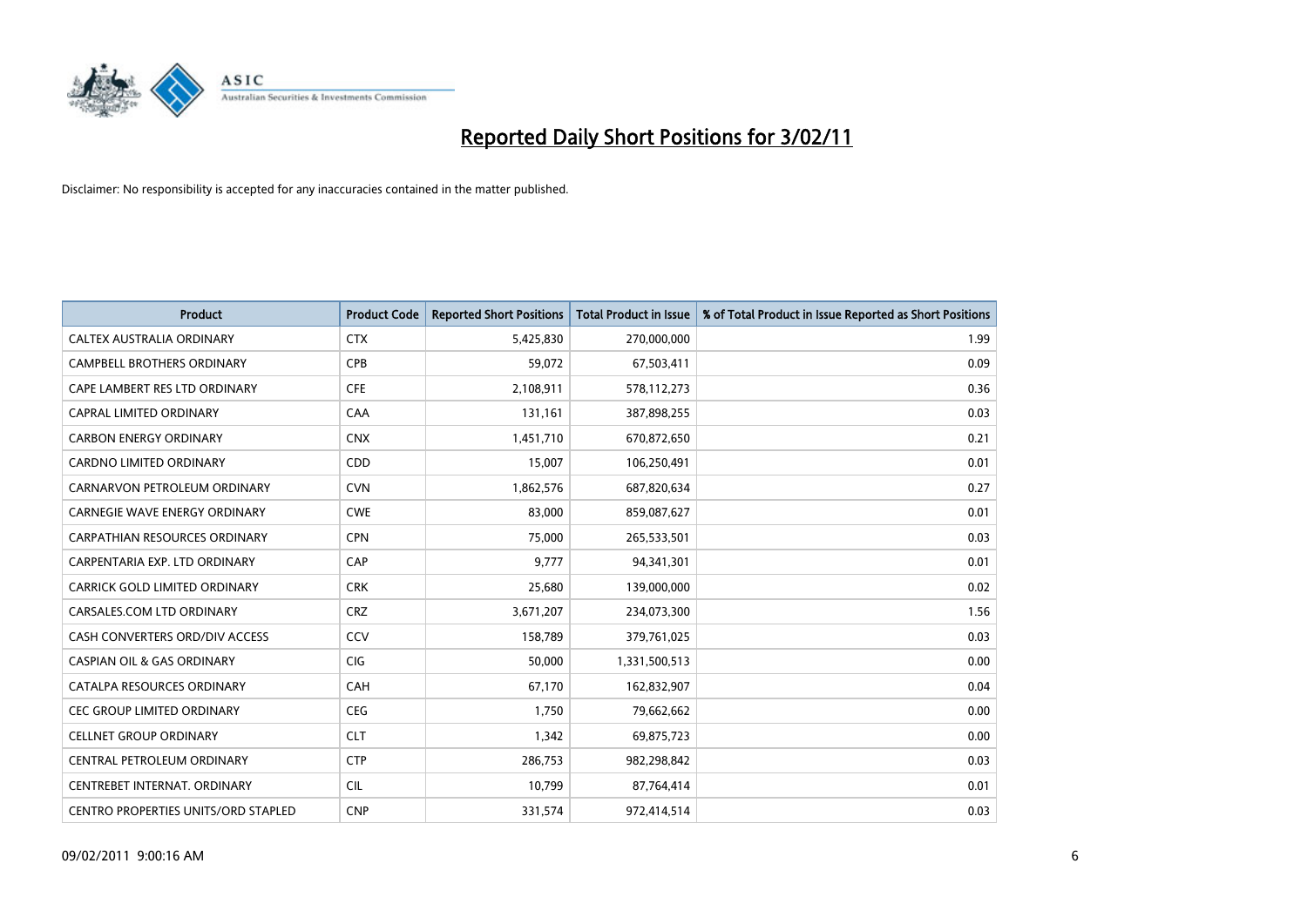# Reported Daily Short Positions for 3/02/11

Disclaimer: No responsibility is accepted for any inaccuracies contained in the matter published.

| Product | Product Code | Reported Short Positions | Total Product in Issue | % of Total Product in Issue Reported as Short Positions |
|---|---|---|---|---|
| CALTEX AUSTRALIA ORDINARY | CTX | 5,425,830 | 270,000,000 | 1.99 |
| CAMPBELL BROTHERS ORDINARY | CPB | 59,072 | 67,503,411 | 0.09 |
| CAPE LAMBERT RES LTD ORDINARY | CFE | 2,108,911 | 578,112,273 | 0.36 |
| CAPRAL LIMITED ORDINARY | CAA | 131,161 | 387,898,255 | 0.03 |
| CARBON ENERGY ORDINARY | CNX | 1,451,710 | 670,872,650 | 0.21 |
| CARDNO LIMITED ORDINARY | CDD | 15,007 | 106,250,491 | 0.01 |
| CARNARVON PETROLEUM ORDINARY | CVN | 1,862,576 | 687,820,634 | 0.27 |
| CARNEGIE WAVE ENERGY ORDINARY | CWE | 83,000 | 859,087,627 | 0.01 |
| CARPATHIAN RESOURCES ORDINARY | CPN | 75,000 | 265,533,501 | 0.03 |
| CARPENTARIA EXP. LTD ORDINARY | CAP | 9,777 | 94,341,301 | 0.01 |
| CARRICK GOLD LIMITED ORDINARY | CRK | 25,680 | 139,000,000 | 0.02 |
| CARSALES.COM LTD ORDINARY | CRZ | 3,671,207 | 234,073,300 | 1.56 |
| CASH CONVERTERS ORD/DIV ACCESS | CCV | 158,789 | 379,761,025 | 0.03 |
| CASPIAN OIL & GAS ORDINARY | CIG | 50,000 | 1,331,500,513 | 0.00 |
| CATALPA RESOURCES ORDINARY | CAH | 67,170 | 162,832,907 | 0.04 |
| CEC GROUP LIMITED ORDINARY | CEG | 1,750 | 79,662,662 | 0.00 |
| CELLNET GROUP ORDINARY | CLT | 1,342 | 69,875,723 | 0.00 |
| CENTRAL PETROLEUM ORDINARY | CTP | 286,753 | 982,298,842 | 0.03 |
| CENTREBET INTERNAT. ORDINARY | CIL | 10,799 | 87,764,414 | 0.01 |
| CENTRO PROPERTIES UNITS/ORD STAPLED | CNP | 331,574 | 972,414,514 | 0.03 |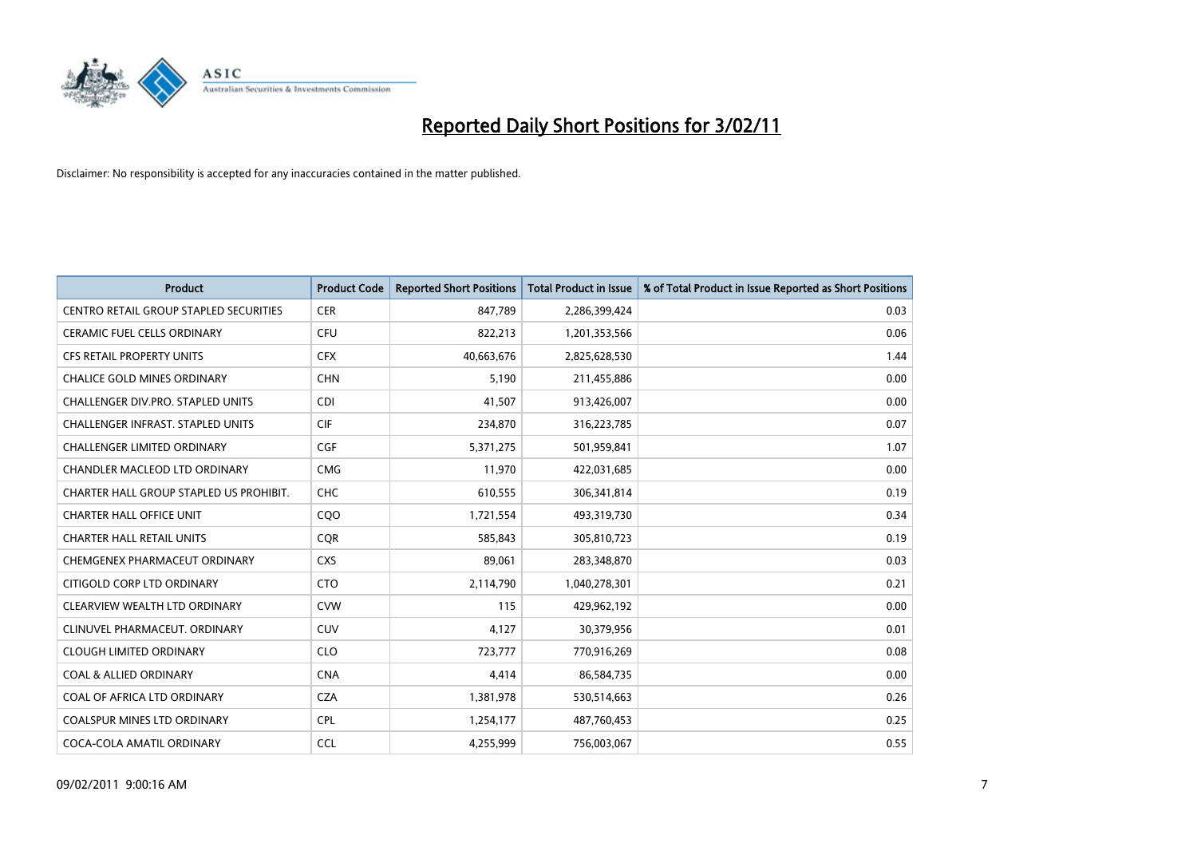# Reported Daily Short Positions for 3/02/11

Disclaimer: No responsibility is accepted for any inaccuracies contained in the matter published.

| Product | Product Code | Reported Short Positions | Total Product in Issue | % of Total Product in Issue Reported as Short Positions |
|---|---|---|---|---|
| CENTRO RETAIL GROUP STAPLED SECURITIES | CER | 847,789 | 2,286,399,424 | 0.03 |
| CERAMIC FUEL CELLS ORDINARY | CFU | 822,213 | 1,201,353,566 | 0.06 |
| CFS RETAIL PROPERTY UNITS | CFX | 40,663,676 | 2,825,628,530 | 1.44 |
| CHALICE GOLD MINES ORDINARY | CHN | 5,190 | 211,455,886 | 0.00 |
| CHALLENGER DIV.PRO. STAPLED UNITS | CDI | 41,507 | 913,426,007 | 0.00 |
| CHALLENGER INFRAST. STAPLED UNITS | CIF | 234,870 | 316,223,785 | 0.07 |
| CHALLENGER LIMITED ORDINARY | CGF | 5,371,275 | 501,959,841 | 1.07 |
| CHANDLER MACLEOD LTD ORDINARY | CMG | 11,970 | 422,031,685 | 0.00 |
| CHARTER HALL GROUP STAPLED US PROHIBIT. | CHC | 610,555 | 306,341,814 | 0.19 |
| CHARTER HALL OFFICE UNIT | CQO | 1,721,554 | 493,319,730 | 0.34 |
| CHARTER HALL RETAIL UNITS | CQR | 585,843 | 305,810,723 | 0.19 |
| CHEMGENEX PHARMACEUT ORDINARY | CXS | 89,061 | 283,348,870 | 0.03 |
| CITIGOLD CORP LTD ORDINARY | CTO | 2,114,790 | 1,040,278,301 | 0.21 |
| CLEARVIEW WEALTH LTD ORDINARY | CVW | 115 | 429,962,192 | 0.00 |
| CLINUVEL PHARMACEUT. ORDINARY | CUV | 4,127 | 30,379,956 | 0.01 |
| CLOUGH LIMITED ORDINARY | CLO | 723,777 | 770,916,269 | 0.08 |
| COAL & ALLIED ORDINARY | CNA | 4,414 | 86,584,735 | 0.00 |
| COAL OF AFRICA LTD ORDINARY | CZA | 1,381,978 | 530,514,663 | 0.26 |
| COALSPUR MINES LTD ORDINARY | CPL | 1,254,177 | 487,760,453 | 0.25 |
| COCA-COLA AMATIL ORDINARY | CCL | 4,255,999 | 756,003,067 | 0.55 |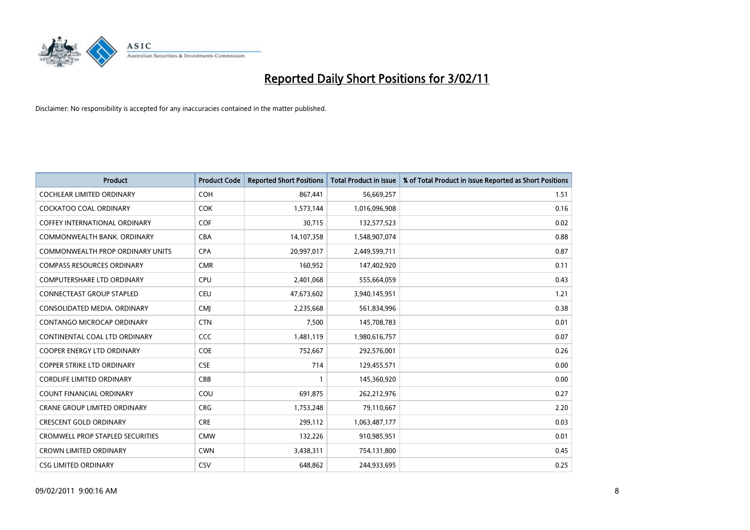# Reported Daily Short Positions for 3/02/11

Disclaimer: No responsibility is accepted for any inaccuracies contained in the matter published.

| Product | Product Code | Reported Short Positions | Total Product in Issue | % of Total Product in Issue Reported as Short Positions |
|---|---|---|---|---|
| COCHLEAR LIMITED ORDINARY | COH | 867,441 | 56,669,257 | 1.51 |
| COCKATOO COAL ORDINARY | COK | 1,573,144 | 1,016,096,908 | 0.16 |
| COFFEY INTERNATIONAL ORDINARY | COF | 30,715 | 132,577,523 | 0.02 |
| COMMONWEALTH BANK. ORDINARY | CBA | 14,107,358 | 1,548,907,074 | 0.88 |
| COMMONWEALTH PROP ORDINARY UNITS | CPA | 20,997,017 | 2,449,599,711 | 0.87 |
| COMPASS RESOURCES ORDINARY | CMR | 160,952 | 147,402,920 | 0.11 |
| COMPUTERSHARE LTD ORDINARY | CPU | 2,401,068 | 555,664,059 | 0.43 |
| CONNECTEAST GROUP STAPLED | CEU | 47,673,602 | 3,940,145,951 | 1.21 |
| CONSOLIDATED MEDIA. ORDINARY | CMJ | 2,235,668 | 561,834,996 | 0.38 |
| CONTANGO MICROCAP ORDINARY | CTN | 7,500 | 145,708,783 | 0.01 |
| CONTINENTAL COAL LTD ORDINARY | CCC | 1,481,119 | 1,980,616,757 | 0.07 |
| COOPER ENERGY LTD ORDINARY | COE | 752,667 | 292,576,001 | 0.26 |
| COPPER STRIKE LTD ORDINARY | CSE | 714 | 129,455,571 | 0.00 |
| CORDLIFE LIMITED ORDINARY | CBB | 1 | 145,360,920 | 0.00 |
| COUNT FINANCIAL ORDINARY | COU | 691,875 | 262,212,976 | 0.27 |
| CRANE GROUP LIMITED ORDINARY | CRG | 1,753,248 | 79,110,667 | 2.20 |
| CRESCENT GOLD ORDINARY | CRE | 299,112 | 1,063,487,177 | 0.03 |
| CROMWELL PROP STAPLED SECURITIES | CMW | 132,226 | 910,985,951 | 0.01 |
| CROWN LIMITED ORDINARY | CWN | 3,438,311 | 754,131,800 | 0.45 |
| CSG LIMITED ORDINARY | CSV | 648,862 | 244,933,695 | 0.25 |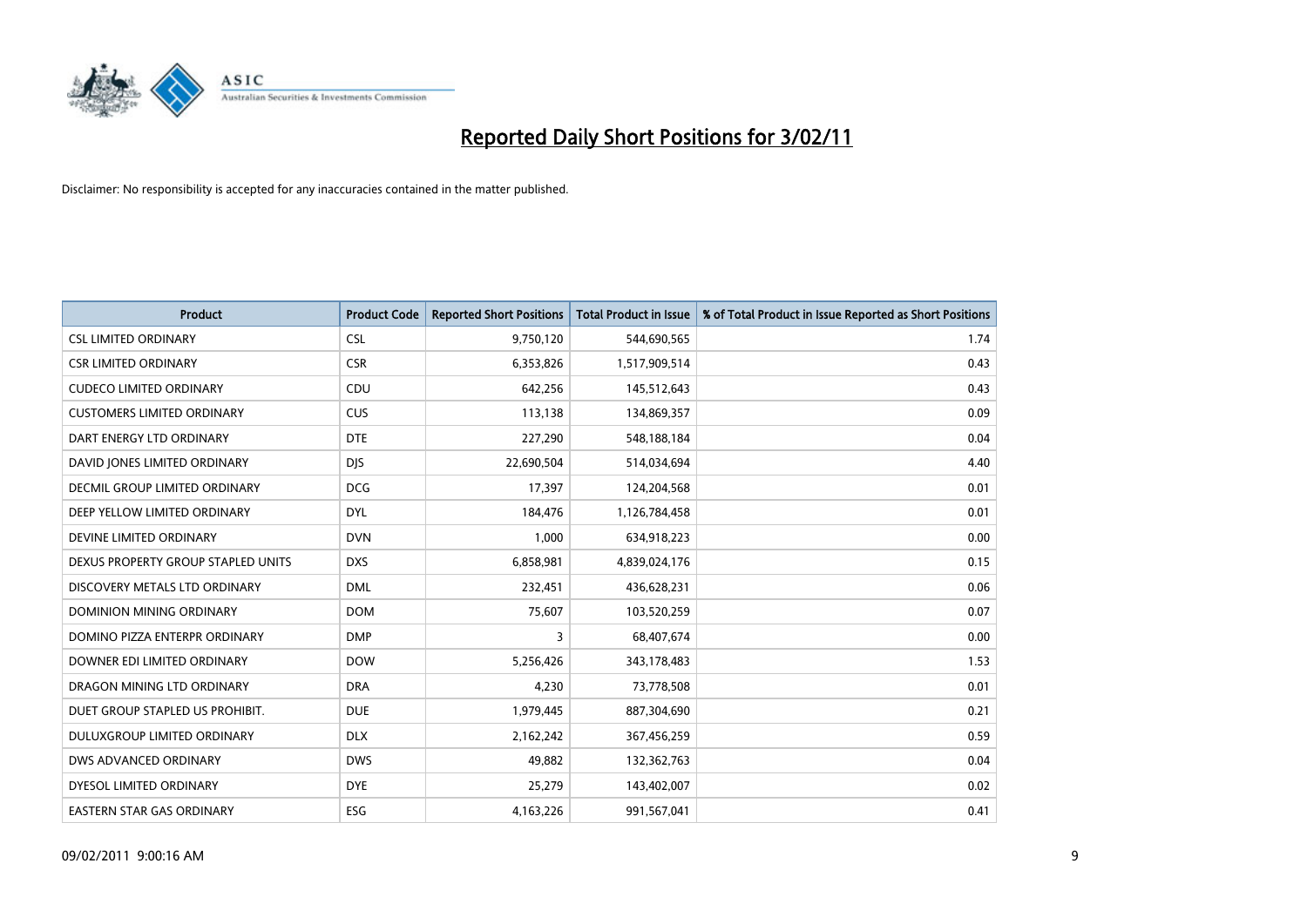# Reported Daily Short Positions for 3/02/11

Disclaimer: No responsibility is accepted for any inaccuracies contained in the matter published.

| Product | Product Code | Reported Short Positions | Total Product in Issue | % of Total Product in Issue Reported as Short Positions |
|---|---|---|---|---|
| CSL LIMITED ORDINARY | CSL | 9,750,120 | 544,690,565 | 1.74 |
| CSR LIMITED ORDINARY | CSR | 6,353,826 | 1,517,909,514 | 0.43 |
| CUDECO LIMITED ORDINARY | CDU | 642,256 | 145,512,643 | 0.43 |
| CUSTOMERS LIMITED ORDINARY | CUS | 113,138 | 134,869,357 | 0.09 |
| DART ENERGY LTD ORDINARY | DTE | 227,290 | 548,188,184 | 0.04 |
| DAVID JONES LIMITED ORDINARY | DJS | 22,690,504 | 514,034,694 | 4.40 |
| DECMIL GROUP LIMITED ORDINARY | DCG | 17,397 | 124,204,568 | 0.01 |
| DEEP YELLOW LIMITED ORDINARY | DYL | 184,476 | 1,126,784,458 | 0.01 |
| DEVINE LIMITED ORDINARY | DVN | 1,000 | 634,918,223 | 0.00 |
| DEXUS PROPERTY GROUP STAPLED UNITS | DXS | 6,858,981 | 4,839,024,176 | 0.15 |
| DISCOVERY METALS LTD ORDINARY | DML | 232,451 | 436,628,231 | 0.06 |
| DOMINION MINING ORDINARY | DOM | 75,607 | 103,520,259 | 0.07 |
| DOMINO PIZZA ENTERPR ORDINARY | DMP | 3 | 68,407,674 | 0.00 |
| DOWNER EDI LIMITED ORDINARY | DOW | 5,256,426 | 343,178,483 | 1.53 |
| DRAGON MINING LTD ORDINARY | DRA | 4,230 | 73,778,508 | 0.01 |
| DUET GROUP STAPLED US PROHIBIT. | DUE | 1,979,445 | 887,304,690 | 0.21 |
| DULUXGROUP LIMITED ORDINARY | DLX | 2,162,242 | 367,456,259 | 0.59 |
| DWS ADVANCED ORDINARY | DWS | 49,882 | 132,362,763 | 0.04 |
| DYESOL LIMITED ORDINARY | DYE | 25,279 | 143,402,007 | 0.02 |
| EASTERN STAR GAS ORDINARY | ESG | 4,163,226 | 991,567,041 | 0.41 |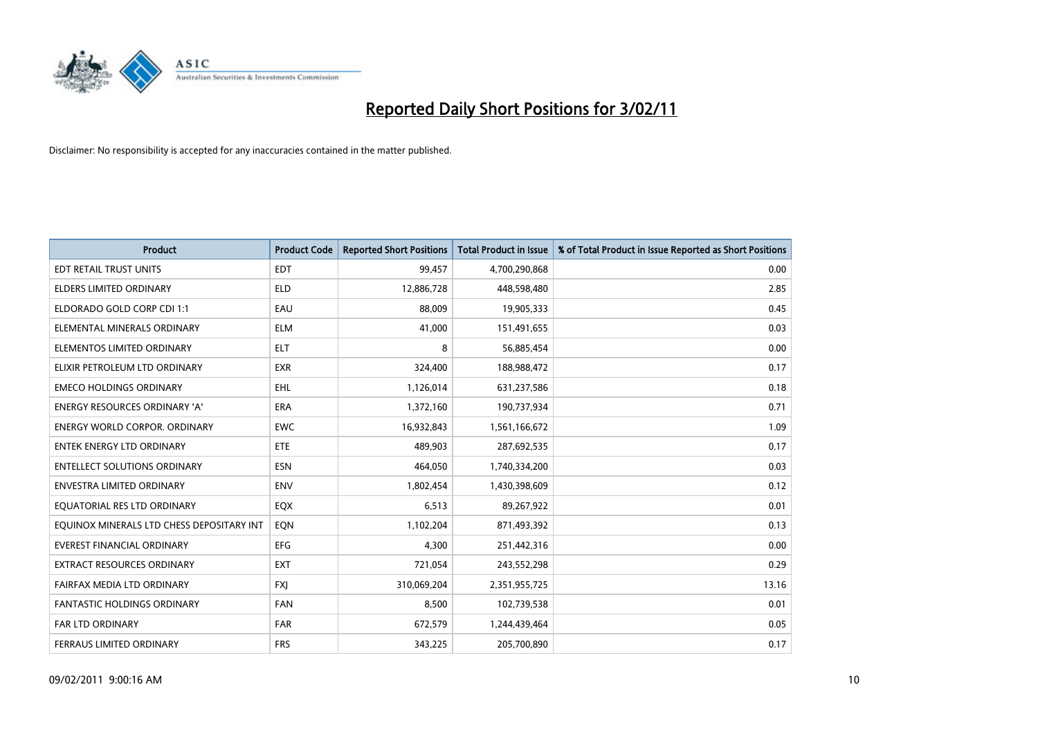# Reported Daily Short Positions for 3/02/11

Disclaimer: No responsibility is accepted for any inaccuracies contained in the matter published.

| Product | Product Code | Reported Short Positions | Total Product in Issue | % of Total Product in Issue Reported as Short Positions |
|---|---|---|---|---|
| EDT RETAIL TRUST UNITS | EDT | 99,457 | 4,700,290,868 | 0.00 |
| ELDERS LIMITED ORDINARY | ELD | 12,886,728 | 448,598,480 | 2.85 |
| ELDORADO GOLD CORP CDI 1:1 | EAU | 88,009 | 19,905,333 | 0.45 |
| ELEMENTAL MINERALS ORDINARY | ELM | 41,000 | 151,491,655 | 0.03 |
| ELEMENTOS LIMITED ORDINARY | ELT | 8 | 56,885,454 | 0.00 |
| ELIXIR PETROLEUM LTD ORDINARY | EXR | 324,400 | 188,988,472 | 0.17 |
| EMECO HOLDINGS ORDINARY | EHL | 1,126,014 | 631,237,586 | 0.18 |
| ENERGY RESOURCES ORDINARY 'A' | ERA | 1,372,160 | 190,737,934 | 0.71 |
| ENERGY WORLD CORPOR. ORDINARY | EWC | 16,932,843 | 1,561,166,672 | 1.09 |
| ENTEK ENERGY LTD ORDINARY | ETE | 489,903 | 287,692,535 | 0.17 |
| ENTELLECT SOLUTIONS ORDINARY | ESN | 464,050 | 1,740,334,200 | 0.03 |
| ENVESTRA LIMITED ORDINARY | ENV | 1,802,454 | 1,430,398,609 | 0.12 |
| EQUATORIAL RES LTD ORDINARY | EQX | 6,513 | 89,267,922 | 0.01 |
| EQUINOX MINERALS LTD CHESS DEPOSITARY INT | EQN | 1,102,204 | 871,493,392 | 0.13 |
| EVEREST FINANCIAL ORDINARY | EFG | 4,300 | 251,442,316 | 0.00 |
| EXTRACT RESOURCES ORDINARY | EXT | 721,054 | 243,552,298 | 0.29 |
| FAIRFAX MEDIA LTD ORDINARY | FXJ | 310,069,204 | 2,351,955,725 | 13.16 |
| FANTASTIC HOLDINGS ORDINARY | FAN | 8,500 | 102,739,538 | 0.01 |
| FAR LTD ORDINARY | FAR | 672,579 | 1,244,439,464 | 0.05 |
| FERRAUS LIMITED ORDINARY | FRS | 343,225 | 205,700,890 | 0.17 |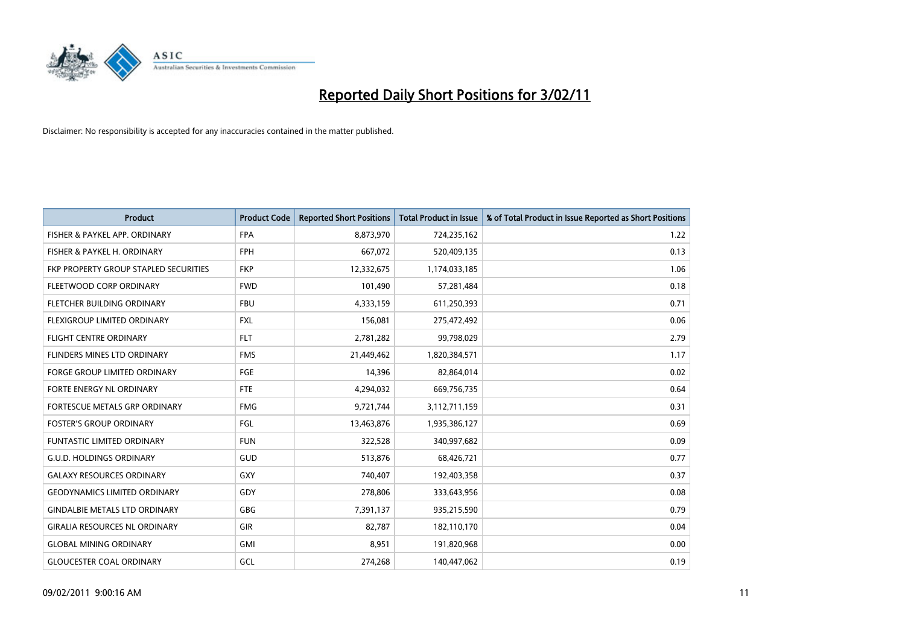# Reported Daily Short Positions for 3/02/11

Disclaimer: No responsibility is accepted for any inaccuracies contained in the matter published.

| Product | Product Code | Reported Short Positions | Total Product in Issue | % of Total Product in Issue Reported as Short Positions |
|---|---|---|---|---|
| FISHER & PAYKEL APP. ORDINARY | FPA | 8,873,970 | 724,235,162 | 1.22 |
| FISHER & PAYKEL H. ORDINARY | FPH | 667,072 | 520,409,135 | 0.13 |
| FKP PROPERTY GROUP STAPLED SECURITIES | FKP | 12,332,675 | 1,174,033,185 | 1.06 |
| FLEETWOOD CORP ORDINARY | FWD | 101,490 | 57,281,484 | 0.18 |
| FLETCHER BUILDING ORDINARY | FBU | 4,333,159 | 611,250,393 | 0.71 |
| FLEXIGROUP LIMITED ORDINARY | FXL | 156,081 | 275,472,492 | 0.06 |
| FLIGHT CENTRE ORDINARY | FLT | 2,781,282 | 99,798,029 | 2.79 |
| FLINDERS MINES LTD ORDINARY | FMS | 21,449,462 | 1,820,384,571 | 1.17 |
| FORGE GROUP LIMITED ORDINARY | FGE | 14,396 | 82,864,014 | 0.02 |
| FORTE ENERGY NL ORDINARY | FTE | 4,294,032 | 669,756,735 | 0.64 |
| FORTESCUE METALS GRP ORDINARY | FMG | 9,721,744 | 3,112,711,159 | 0.31 |
| FOSTER'S GROUP ORDINARY | FGL | 13,463,876 | 1,935,386,127 | 0.69 |
| FUNTASTIC LIMITED ORDINARY | FUN | 322,528 | 340,997,682 | 0.09 |
| G.U.D. HOLDINGS ORDINARY | GUD | 513,876 | 68,426,721 | 0.77 |
| GALAXY RESOURCES ORDINARY | GXY | 740,407 | 192,403,358 | 0.37 |
| GEODYNAMICS LIMITED ORDINARY | GDY | 278,806 | 333,643,956 | 0.08 |
| GINDALBIE METALS LTD ORDINARY | GBG | 7,391,137 | 935,215,590 | 0.79 |
| GIRALIA RESOURCES NL ORDINARY | GIR | 82,787 | 182,110,170 | 0.04 |
| GLOBAL MINING ORDINARY | GMI | 8,951 | 191,820,968 | 0.00 |
| GLOUCESTER COAL ORDINARY | GCL | 274,268 | 140,447,062 | 0.19 |

09/02/2011 9:00:16 AM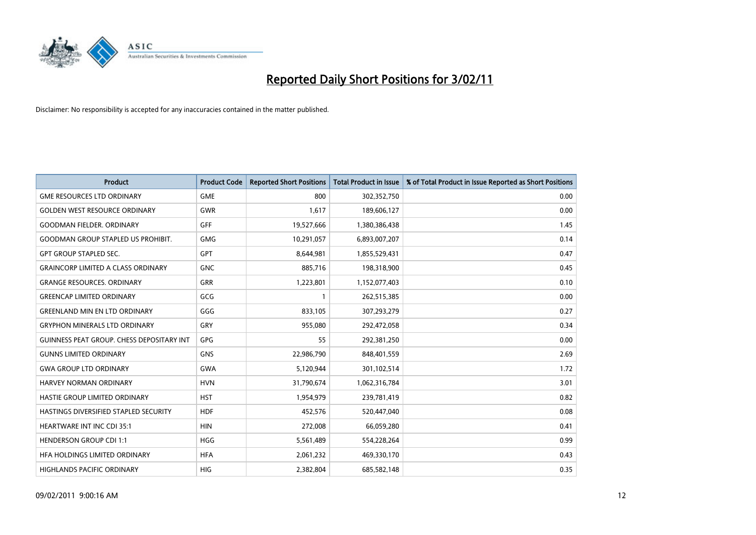# Reported Daily Short Positions for 3/02/11

Disclaimer: No responsibility is accepted for any inaccuracies contained in the matter published.

| Product | Product Code | Reported Short Positions | Total Product in Issue | % of Total Product in Issue Reported as Short Positions |
|---|---|---|---|---|
| GME RESOURCES LTD ORDINARY | GME | 800 | 302,352,750 | 0.00 |
| GOLDEN WEST RESOURCE ORDINARY | GWR | 1,617 | 189,606,127 | 0.00 |
| GOODMAN FIELDER. ORDINARY | GFF | 19,527,666 | 1,380,386,438 | 1.45 |
| GOODMAN GROUP STAPLED US PROHIBIT. | GMG | 10,291,057 | 6,893,007,207 | 0.14 |
| GPT GROUP STAPLED SEC. | GPT | 8,644,981 | 1,855,529,431 | 0.47 |
| GRAINCORP LIMITED A CLASS ORDINARY | GNC | 885,716 | 198,318,900 | 0.45 |
| GRANGE RESOURCES. ORDINARY | GRR | 1,223,801 | 1,152,077,403 | 0.10 |
| GREENCAP LIMITED ORDINARY | GCG | 1 | 262,515,385 | 0.00 |
| GREENLAND MIN EN LTD ORDINARY | GGG | 833,105 | 307,293,279 | 0.27 |
| GRYPHON MINERALS LTD ORDINARY | GRY | 955,080 | 292,472,058 | 0.34 |
| GUINNESS PEAT GROUP. CHESS DEPOSITARY INT | GPG | 55 | 292,381,250 | 0.00 |
| GUNNS LIMITED ORDINARY | GNS | 22,986,790 | 848,401,559 | 2.69 |
| GWA GROUP LTD ORDINARY | GWA | 5,120,944 | 301,102,514 | 1.72 |
| HARVEY NORMAN ORDINARY | HVN | 31,790,674 | 1,062,316,784 | 3.01 |
| HASTIE GROUP LIMITED ORDINARY | HST | 1,954,979 | 239,781,419 | 0.82 |
| HASTINGS DIVERSIFIED STAPLED SECURITY | HDF | 452,576 | 520,447,040 | 0.08 |
| HEARTWARE INT INC CDI 35:1 | HIN | 272,008 | 66,059,280 | 0.41 |
| HENDERSON GROUP CDI 1:1 | HGG | 5,561,489 | 554,228,264 | 0.99 |
| HFA HOLDINGS LIMITED ORDINARY | HFA | 2,061,232 | 469,330,170 | 0.43 |
| HIGHLANDS PACIFIC ORDINARY | HIG | 2,382,804 | 685,582,148 | 0.35 |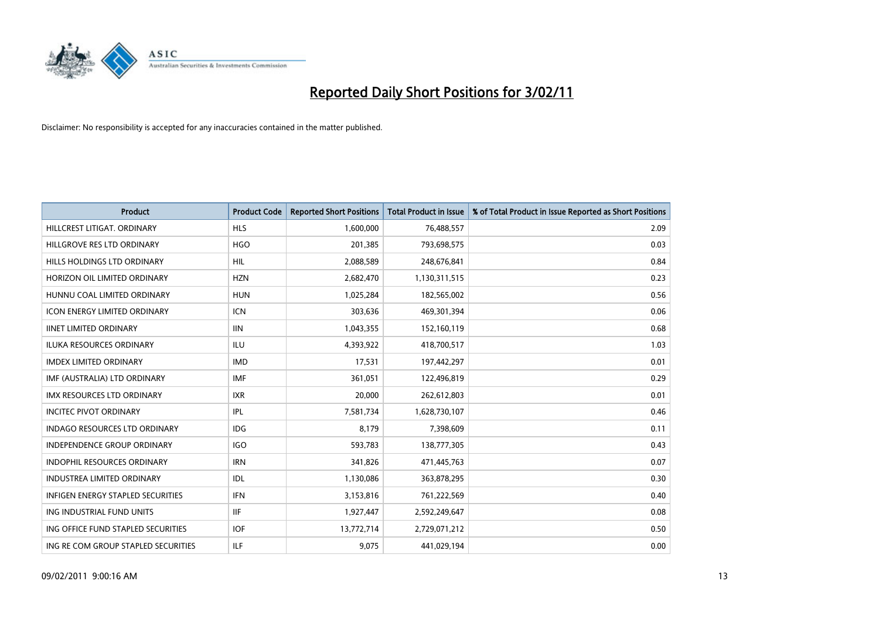# Reported Daily Short Positions for 3/02/11

Disclaimer: No responsibility is accepted for any inaccuracies contained in the matter published.

| Product | Product Code | Reported Short Positions | Total Product in Issue | % of Total Product in Issue Reported as Short Positions |
| --- | --- | --- | --- | --- |
| HILLCREST LITIGAT. ORDINARY | HLS | 1,600,000 | 76,488,557 | 2.09 |
| HILLGROVE RES LTD ORDINARY | HGO | 201,385 | 793,698,575 | 0.03 |
| HILLS HOLDINGS LTD ORDINARY | HIL | 2,088,589 | 248,676,841 | 0.84 |
| HORIZON OIL LIMITED ORDINARY | HZN | 2,682,470 | 1,130,311,515 | 0.23 |
| HUNNU COAL LIMITED ORDINARY | HUN | 1,025,284 | 182,565,002 | 0.56 |
| ICON ENERGY LIMITED ORDINARY | ICN | 303,636 | 469,301,394 | 0.06 |
| IINET LIMITED ORDINARY | IIN | 1,043,355 | 152,160,119 | 0.68 |
| ILUKA RESOURCES ORDINARY | ILU | 4,393,922 | 418,700,517 | 1.03 |
| IMDEX LIMITED ORDINARY | IMD | 17,531 | 197,442,297 | 0.01 |
| IMF (AUSTRALIA) LTD ORDINARY | IMF | 361,051 | 122,496,819 | 0.29 |
| IMX RESOURCES LTD ORDINARY | IXR | 20,000 | 262,612,803 | 0.01 |
| INCITEC PIVOT ORDINARY | IPL | 7,581,734 | 1,628,730,107 | 0.46 |
| INDAGO RESOURCES LTD ORDINARY | IDG | 8,179 | 7,398,609 | 0.11 |
| INDEPENDENCE GROUP ORDINARY | IGO | 593,783 | 138,777,305 | 0.43 |
| INDOPHIL RESOURCES ORDINARY | IRN | 341,826 | 471,445,763 | 0.07 |
| INDUSTREA LIMITED ORDINARY | IDL | 1,130,086 | 363,878,295 | 0.30 |
| INFIGEN ENERGY STAPLED SECURITIES | IFN | 3,153,816 | 761,222,569 | 0.40 |
| ING INDUSTRIAL FUND UNITS | IIF | 1,927,447 | 2,592,249,647 | 0.08 |
| ING OFFICE FUND STAPLED SECURITIES | IOF | 13,772,714 | 2,729,071,212 | 0.50 |
| ING RE COM GROUP STAPLED SECURITIES | ILF | 9,075 | 441,029,194 | 0.00 |

09/02/2011 9:00:16 AM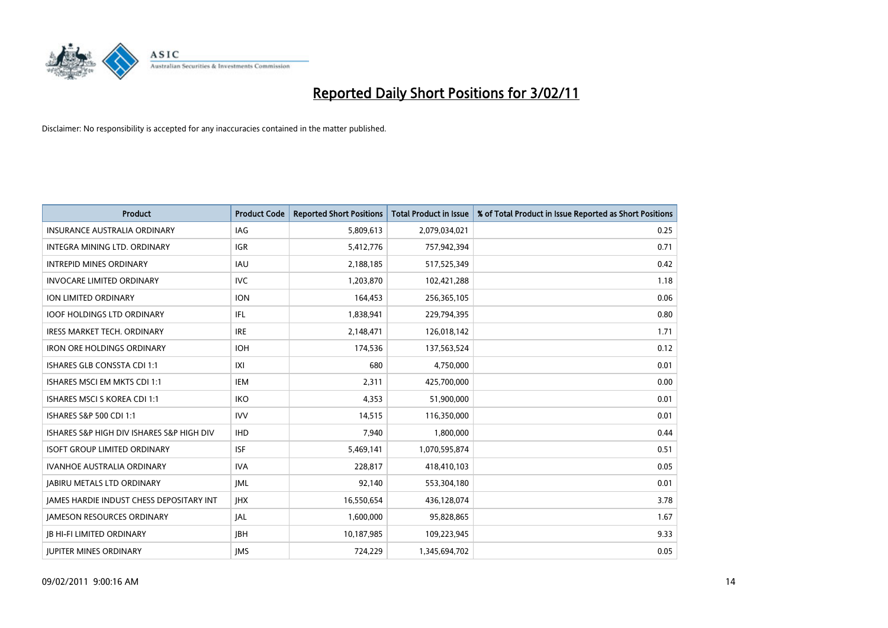# Reported Daily Short Positions for 3/02/11

Disclaimer: No responsibility is accepted for any inaccuracies contained in the matter published.

| Product | Product Code | Reported Short Positions | Total Product in Issue | % of Total Product in Issue Reported as Short Positions |
|---|---|---|---|---|
| INSURANCE AUSTRALIA ORDINARY | IAG | 5,809,613 | 2,079,034,021 | 0.25 |
| INTEGRA MINING LTD. ORDINARY | IGR | 5,412,776 | 757,942,394 | 0.71 |
| INTREPID MINES ORDINARY | IAU | 2,188,185 | 517,525,349 | 0.42 |
| INVOCARE LIMITED ORDINARY | IVC | 1,203,870 | 102,421,288 | 1.18 |
| ION LIMITED ORDINARY | ION | 164,453 | 256,365,105 | 0.06 |
| IOOF HOLDINGS LTD ORDINARY | IFL | 1,838,941 | 229,794,395 | 0.80 |
| IRESS MARKET TECH. ORDINARY | IRE | 2,148,471 | 126,018,142 | 1.71 |
| IRON ORE HOLDINGS ORDINARY | IOH | 174,536 | 137,563,524 | 0.12 |
| ISHARES GLB CONSSTA CDI 1:1 | IXI | 680 | 4,750,000 | 0.01 |
| ISHARES MSCI EM MKTS CDI 1:1 | IEM | 2,311 | 425,700,000 | 0.00 |
| ISHARES MSCI S KOREA CDI 1:1 | IKO | 4,353 | 51,900,000 | 0.01 |
| ISHARES S&P 500 CDI 1:1 | IVV | 14,515 | 116,350,000 | 0.01 |
| ISHARES S&P HIGH DIV ISHARES S&P HIGH DIV | IHD | 7,940 | 1,800,000 | 0.44 |
| ISOFT GROUP LIMITED ORDINARY | ISF | 5,469,141 | 1,070,595,874 | 0.51 |
| IVANHOE AUSTRALIA ORDINARY | IVA | 228,817 | 418,410,103 | 0.05 |
| JABIRU METALS LTD ORDINARY | JML | 92,140 | 553,304,180 | 0.01 |
| JAMES HARDIE INDUST CHESS DEPOSITARY INT | JHX | 16,550,654 | 436,128,074 | 3.78 |
| JAMESON RESOURCES ORDINARY | JAL | 1,600,000 | 95,828,865 | 1.67 |
| JB HI-FI LIMITED ORDINARY | JBH | 10,187,985 | 109,223,945 | 9.33 |
| JUPITER MINES ORDINARY | JMS | 724,229 | 1,345,694,702 | 0.05 |

09/02/2011 9:00:16 AM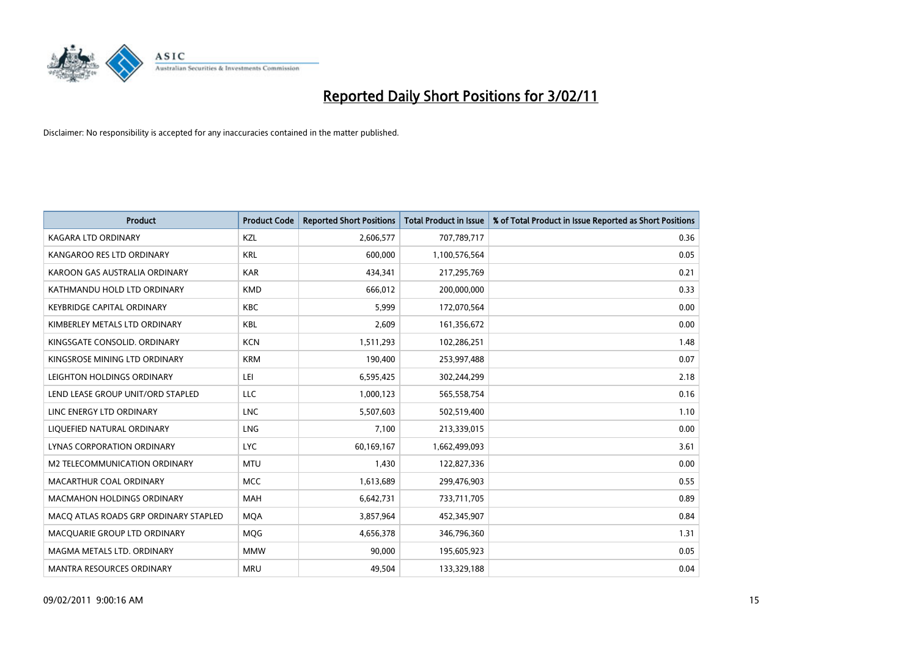# Reported Daily Short Positions for 3/02/11

Disclaimer: No responsibility is accepted for any inaccuracies contained in the matter published.

| Product | Product Code | Reported Short Positions | Total Product in Issue | % of Total Product in Issue Reported as Short Positions |
|---|---|---|---|---|
| KAGARA LTD ORDINARY | KZL | 2,606,577 | 707,789,717 | 0.36 |
| KANGAROO RES LTD ORDINARY | KRL | 600,000 | 1,100,576,564 | 0.05 |
| KAROON GAS AUSTRALIA ORDINARY | KAR | 434,341 | 217,295,769 | 0.21 |
| KATHMANDU HOLD LTD ORDINARY | KMD | 666,012 | 200,000,000 | 0.33 |
| KEYBRIDGE CAPITAL ORDINARY | KBC | 5,999 | 172,070,564 | 0.00 |
| KIMBERLEY METALS LTD ORDINARY | KBL | 2,609 | 161,356,672 | 0.00 |
| KINGSGATE CONSOLID. ORDINARY | KCN | 1,511,293 | 102,286,251 | 1.48 |
| KINGSROSE MINING LTD ORDINARY | KRM | 190,400 | 253,997,488 | 0.07 |
| LEIGHTON HOLDINGS ORDINARY | LEI | 6,595,425 | 302,244,299 | 2.18 |
| LEND LEASE GROUP UNIT/ORD STAPLED | LLC | 1,000,123 | 565,558,754 | 0.16 |
| LINC ENERGY LTD ORDINARY | LNC | 5,507,603 | 502,519,400 | 1.10 |
| LIQUEFIED NATURAL ORDINARY | LNG | 7,100 | 213,339,015 | 0.00 |
| LYNAS CORPORATION ORDINARY | LYC | 60,169,167 | 1,662,499,093 | 3.61 |
| M2 TELECOMMUNICATION ORDINARY | MTU | 1,430 | 122,827,336 | 0.00 |
| MACARTHUR COAL ORDINARY | MCC | 1,613,689 | 299,476,903 | 0.55 |
| MACMAHON HOLDINGS ORDINARY | MAH | 6,642,731 | 733,711,705 | 0.89 |
| MACQ ATLAS ROADS GRP ORDINARY STAPLED | MQA | 3,857,964 | 452,345,907 | 0.84 |
| MACQUARIE GROUP LTD ORDINARY | MQG | 4,656,378 | 346,796,360 | 1.31 |
| MAGMA METALS LTD. ORDINARY | MMW | 90,000 | 195,605,923 | 0.05 |
| MANTRA RESOURCES ORDINARY | MRU | 49,504 | 133,329,188 | 0.04 |

09/02/2011 9:00:16 AM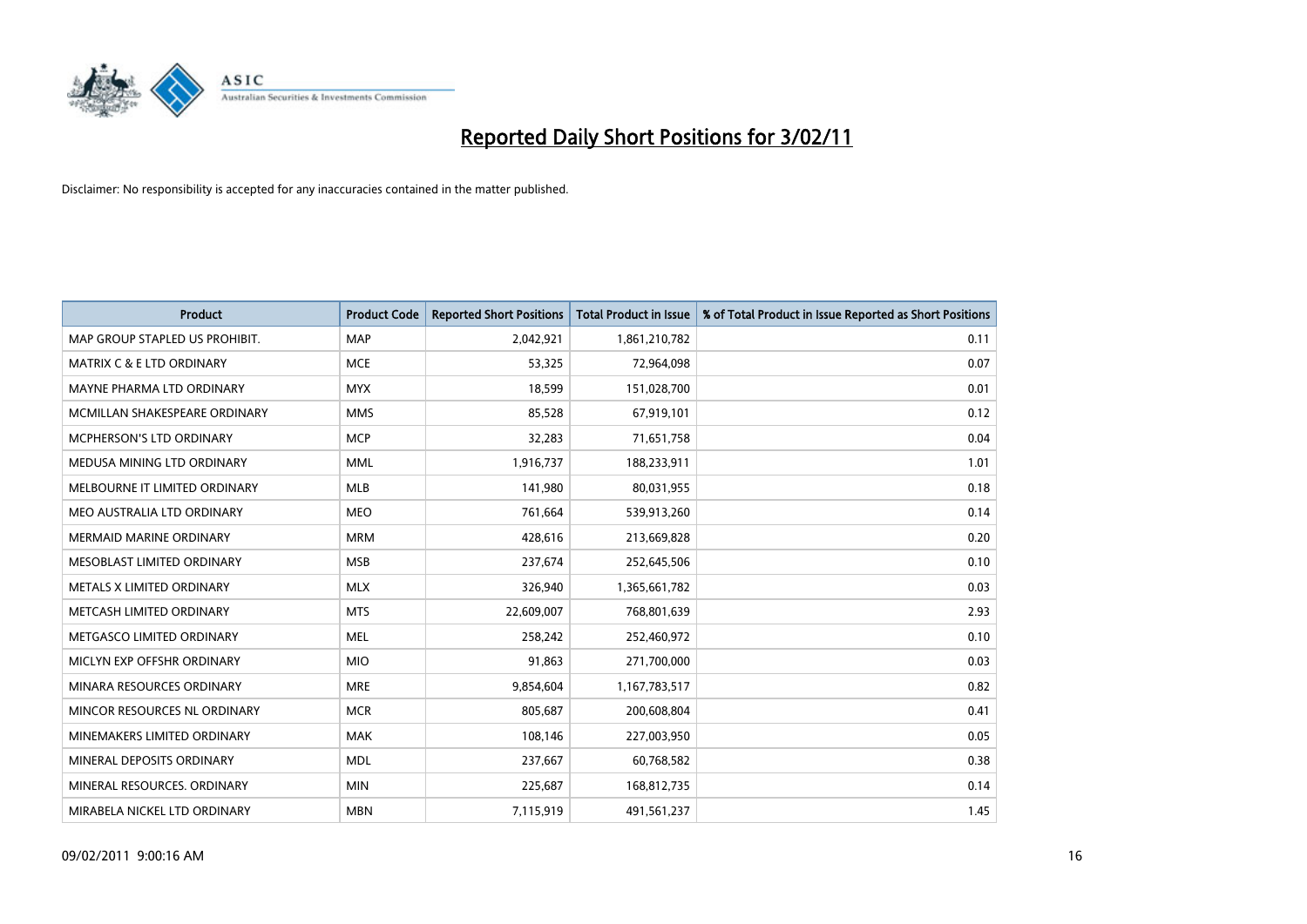# Reported Daily Short Positions for 3/02/11

Disclaimer: No responsibility is accepted for any inaccuracies contained in the matter published.

| Product | Product Code | Reported Short Positions | Total Product in Issue | % of Total Product in Issue Reported as Short Positions |
|---|---|---|---|---|
| MAP GROUP STAPLED US PROHIBIT. | MAP | 2,042,921 | 1,861,210,782 | 0.11 |
| MATRIX C & E LTD ORDINARY | MCE | 53,325 | 72,964,098 | 0.07 |
| MAYNE PHARMA LTD ORDINARY | MYX | 18,599 | 151,028,700 | 0.01 |
| MCMILLAN SHAKESPEARE ORDINARY | MMS | 85,528 | 67,919,101 | 0.12 |
| MCPHERSON'S LTD ORDINARY | MCP | 32,283 | 71,651,758 | 0.04 |
| MEDUSA MINING LTD ORDINARY | MML | 1,916,737 | 188,233,911 | 1.01 |
| MELBOURNE IT LIMITED ORDINARY | MLB | 141,980 | 80,031,955 | 0.18 |
| MEO AUSTRALIA LTD ORDINARY | MEO | 761,664 | 539,913,260 | 0.14 |
| MERMAID MARINE ORDINARY | MRM | 428,616 | 213,669,828 | 0.20 |
| MESOBLAST LIMITED ORDINARY | MSB | 237,674 | 252,645,506 | 0.10 |
| METALS X LIMITED ORDINARY | MLX | 326,940 | 1,365,661,782 | 0.03 |
| METCASH LIMITED ORDINARY | MTS | 22,609,007 | 768,801,639 | 2.93 |
| METGASCO LIMITED ORDINARY | MEL | 258,242 | 252,460,972 | 0.10 |
| MICLYN EXP OFFSHR ORDINARY | MIO | 91,863 | 271,700,000 | 0.03 |
| MINARA RESOURCES ORDINARY | MRE | 9,854,604 | 1,167,783,517 | 0.82 |
| MINCOR RESOURCES NL ORDINARY | MCR | 805,687 | 200,608,804 | 0.41 |
| MINEMAKERS LIMITED ORDINARY | MAK | 108,146 | 227,003,950 | 0.05 |
| MINERAL DEPOSITS ORDINARY | MDL | 237,667 | 60,768,582 | 0.38 |
| MINERAL RESOURCES. ORDINARY | MIN | 225,687 | 168,812,735 | 0.14 |
| MIRABELA NICKEL LTD ORDINARY | MBN | 7,115,919 | 491,561,237 | 1.45 |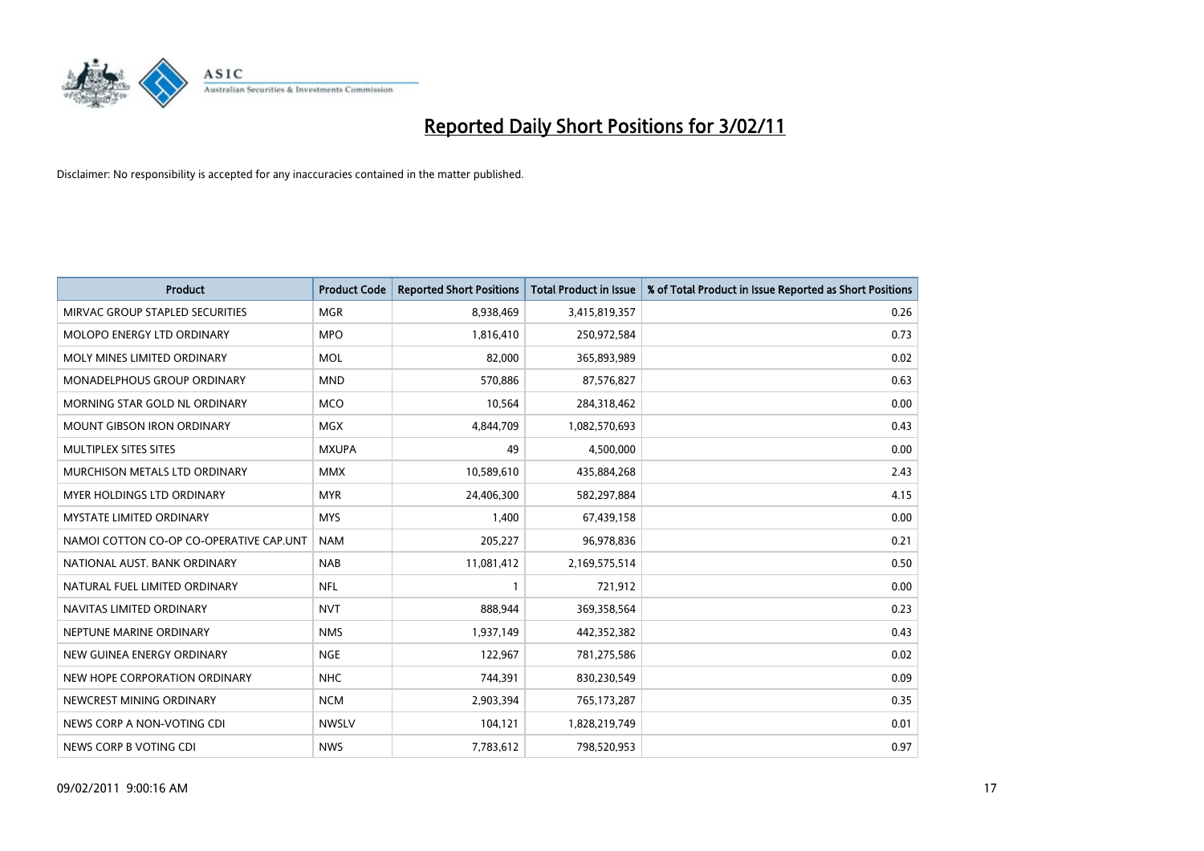# Reported Daily Short Positions for 3/02/11

Disclaimer: No responsibility is accepted for any inaccuracies contained in the matter published.

| Product | Product Code | Reported Short Positions | Total Product in Issue | % of Total Product in Issue Reported as Short Positions |
|---|---|---|---|---|
| MIRVAC GROUP STAPLED SECURITIES | MGR | 8,938,469 | 3,415,819,357 | 0.26 |
| MOLOPO ENERGY LTD ORDINARY | MPO | 1,816,410 | 250,972,584 | 0.73 |
| MOLY MINES LIMITED ORDINARY | MOL | 82,000 | 365,893,989 | 0.02 |
| MONADELPHOUS GROUP ORDINARY | MND | 570,886 | 87,576,827 | 0.63 |
| MORNING STAR GOLD NL ORDINARY | MCO | 10,564 | 284,318,462 | 0.00 |
| MOUNT GIBSON IRON ORDINARY | MGX | 4,844,709 | 1,082,570,693 | 0.43 |
| MULTIPLEX SITES SITES | MXUPA | 49 | 4,500,000 | 0.00 |
| MURCHISON METALS LTD ORDINARY | MMX | 10,589,610 | 435,884,268 | 2.43 |
| MYER HOLDINGS LTD ORDINARY | MYR | 24,406,300 | 582,297,884 | 4.15 |
| MYSTATE LIMITED ORDINARY | MYS | 1,400 | 67,439,158 | 0.00 |
| NAMOI COTTON CO-OP CO-OPERATIVE CAP.UNT | NAM | 205,227 | 96,978,836 | 0.21 |
| NATIONAL AUST. BANK ORDINARY | NAB | 11,081,412 | 2,169,575,514 | 0.50 |
| NATURAL FUEL LIMITED ORDINARY | NFL | 1 | 721,912 | 0.00 |
| NAVITAS LIMITED ORDINARY | NVT | 888,944 | 369,358,564 | 0.23 |
| NEPTUNE MARINE ORDINARY | NMS | 1,937,149 | 442,352,382 | 0.43 |
| NEW GUINEA ENERGY ORDINARY | NGE | 122,967 | 781,275,586 | 0.02 |
| NEW HOPE CORPORATION ORDINARY | NHC | 744,391 | 830,230,549 | 0.09 |
| NEWCREST MINING ORDINARY | NCM | 2,903,394 | 765,173,287 | 0.35 |
| NEWS CORP A NON-VOTING CDI | NWSLV | 104,121 | 1,828,219,749 | 0.01 |
| NEWS CORP B VOTING CDI | NWS | 7,783,612 | 798,520,953 | 0.97 |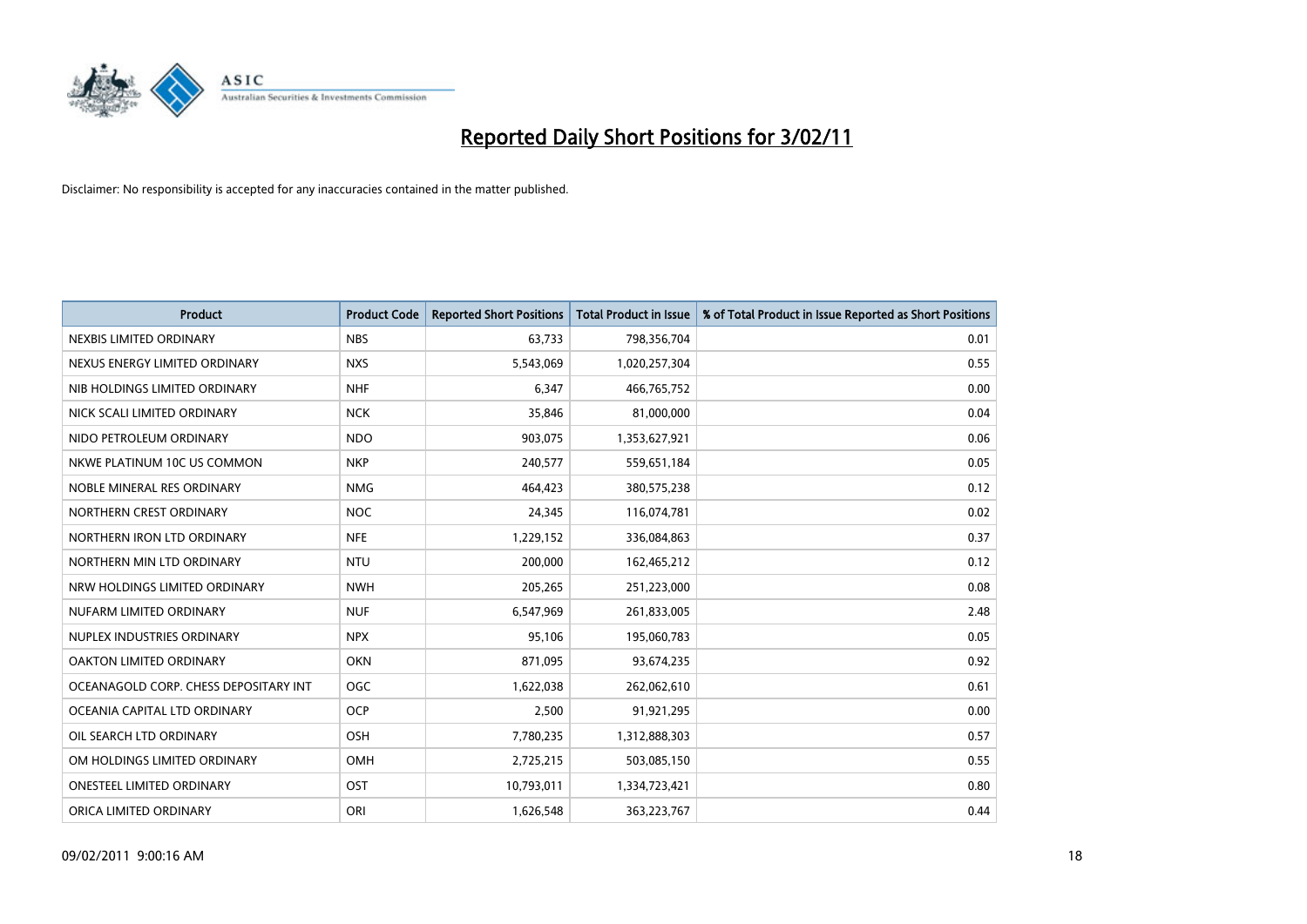# Reported Daily Short Positions for 3/02/11

Disclaimer: No responsibility is accepted for any inaccuracies contained in the matter published.

| Product | Product Code | Reported Short Positions | Total Product in Issue | % of Total Product in Issue Reported as Short Positions |
|---|---|---|---|---|
| NEXBIS LIMITED ORDINARY | NBS | 63,733 | 798,356,704 | 0.01 |
| NEXUS ENERGY LIMITED ORDINARY | NXS | 5,543,069 | 1,020,257,304 | 0.55 |
| NIB HOLDINGS LIMITED ORDINARY | NHF | 6,347 | 466,765,752 | 0.00 |
| NICK SCALI LIMITED ORDINARY | NCK | 35,846 | 81,000,000 | 0.04 |
| NIDO PETROLEUM ORDINARY | NDO | 903,075 | 1,353,627,921 | 0.06 |
| NKWE PLATINUM 10C US COMMON | NKP | 240,577 | 559,651,184 | 0.05 |
| NOBLE MINERAL RES ORDINARY | NMG | 464,423 | 380,575,238 | 0.12 |
| NORTHERN CREST ORDINARY | NOC | 24,345 | 116,074,781 | 0.02 |
| NORTHERN IRON LTD ORDINARY | NFE | 1,229,152 | 336,084,863 | 0.37 |
| NORTHERN MIN LTD ORDINARY | NTU | 200,000 | 162,465,212 | 0.12 |
| NRW HOLDINGS LIMITED ORDINARY | NWH | 205,265 | 251,223,000 | 0.08 |
| NUFARM LIMITED ORDINARY | NUF | 6,547,969 | 261,833,005 | 2.48 |
| NUPLEX INDUSTRIES ORDINARY | NPX | 95,106 | 195,060,783 | 0.05 |
| OAKTON LIMITED ORDINARY | OKN | 871,095 | 93,674,235 | 0.92 |
| OCEANAGOLD CORP. CHESS DEPOSITARY INT | OGC | 1,622,038 | 262,062,610 | 0.61 |
| OCEANIA CAPITAL LTD ORDINARY | OCP | 2,500 | 91,921,295 | 0.00 |
| OIL SEARCH LTD ORDINARY | OSH | 7,780,235 | 1,312,888,303 | 0.57 |
| OM HOLDINGS LIMITED ORDINARY | OMH | 2,725,215 | 503,085,150 | 0.55 |
| ONESTEEL LIMITED ORDINARY | OST | 10,793,011 | 1,334,723,421 | 0.80 |
| ORICA LIMITED ORDINARY | ORI | 1,626,548 | 363,223,767 | 0.44 |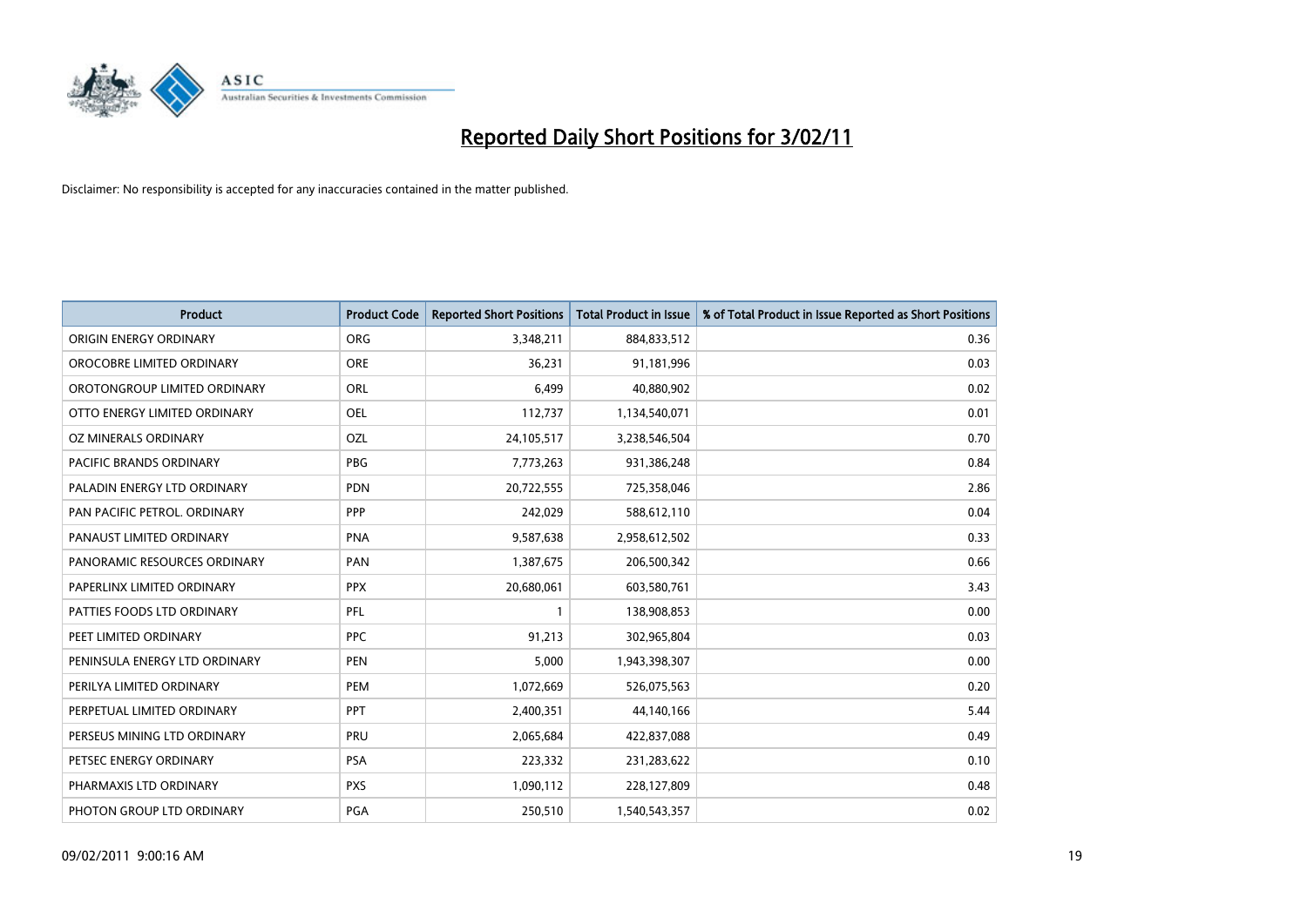# Reported Daily Short Positions for 3/02/11

Disclaimer: No responsibility is accepted for any inaccuracies contained in the matter published.

| Product | Product Code | Reported Short Positions | Total Product in Issue | % of Total Product in Issue Reported as Short Positions |
|---|---|---|---|---|
| ORIGIN ENERGY ORDINARY | ORG | 3,348,211 | 884,833,512 | 0.36 |
| OROCOBRE LIMITED ORDINARY | ORE | 36,231 | 91,181,996 | 0.03 |
| OROTONGROUP LIMITED ORDINARY | ORL | 6,499 | 40,880,902 | 0.02 |
| OTTO ENERGY LIMITED ORDINARY | OEL | 112,737 | 1,134,540,071 | 0.01 |
| OZ MINERALS ORDINARY | OZL | 24,105,517 | 3,238,546,504 | 0.70 |
| PACIFIC BRANDS ORDINARY | PBG | 7,773,263 | 931,386,248 | 0.84 |
| PALADIN ENERGY LTD ORDINARY | PDN | 20,722,555 | 725,358,046 | 2.86 |
| PAN PACIFIC PETROL. ORDINARY | PPP | 242,029 | 588,612,110 | 0.04 |
| PANAUST LIMITED ORDINARY | PNA | 9,587,638 | 2,958,612,502 | 0.33 |
| PANORAMIC RESOURCES ORDINARY | PAN | 1,387,675 | 206,500,342 | 0.66 |
| PAPERLINX LIMITED ORDINARY | PPX | 20,680,061 | 603,580,761 | 3.43 |
| PATTIES FOODS LTD ORDINARY | PFL | 1 | 138,908,853 | 0.00 |
| PEET LIMITED ORDINARY | PPC | 91,213 | 302,965,804 | 0.03 |
| PENINSULA ENERGY LTD ORDINARY | PEN | 5,000 | 1,943,398,307 | 0.00 |
| PERILYA LIMITED ORDINARY | PEM | 1,072,669 | 526,075,563 | 0.20 |
| PERPETUAL LIMITED ORDINARY | PPT | 2,400,351 | 44,140,166 | 5.44 |
| PERSEUS MINING LTD ORDINARY | PRU | 2,065,684 | 422,837,088 | 0.49 |
| PETSEC ENERGY ORDINARY | PSA | 223,332 | 231,283,622 | 0.10 |
| PHARMAXIS LTD ORDINARY | PXS | 1,090,112 | 228,127,809 | 0.48 |
| PHOTON GROUP LTD ORDINARY | PGA | 250,510 | 1,540,543,357 | 0.02 |

09/02/2011 9:00:16 AM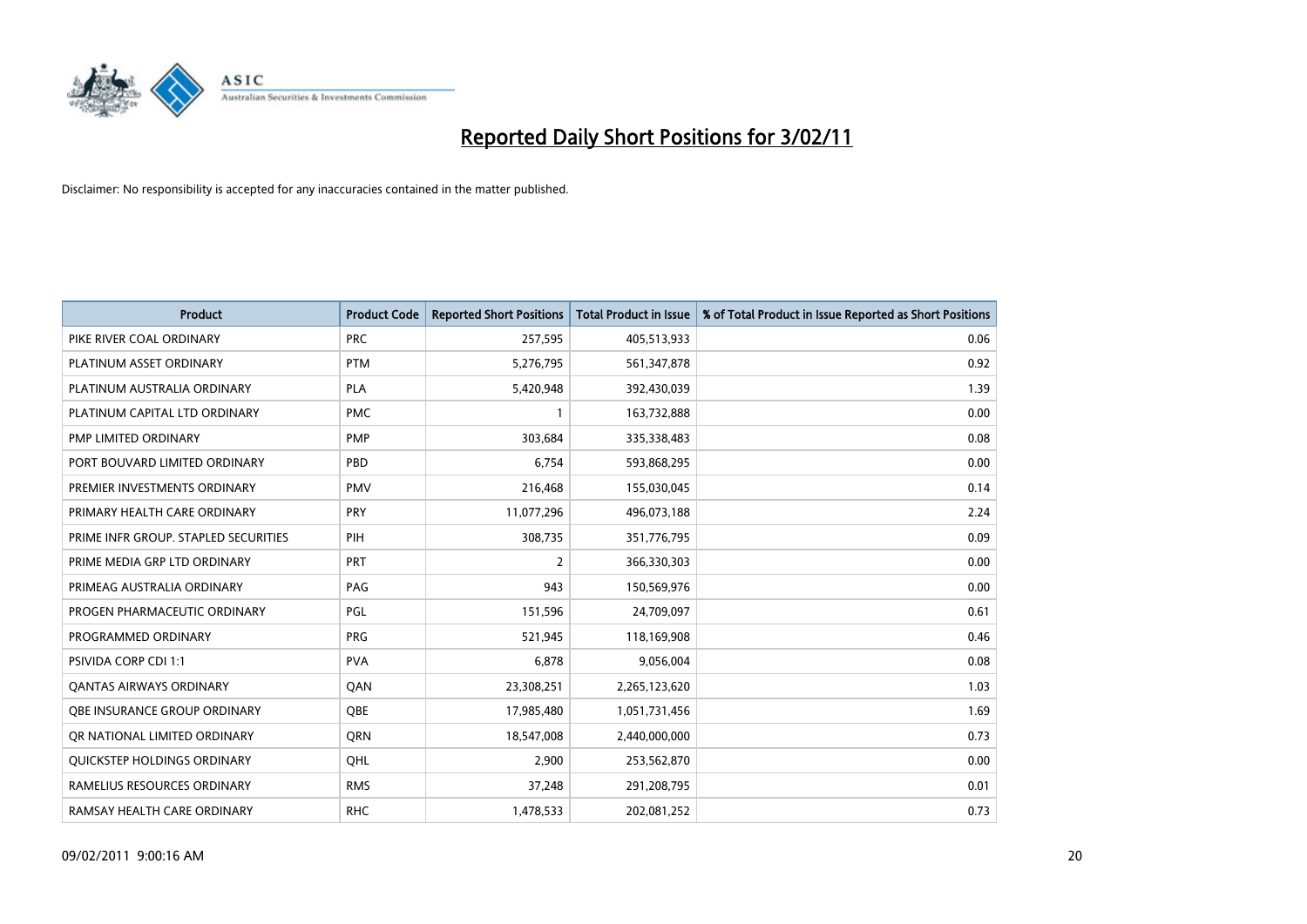# Reported Daily Short Positions for 3/02/11

Disclaimer: No responsibility is accepted for any inaccuracies contained in the matter published.

| Product | Product Code | Reported Short Positions | Total Product in Issue | % of Total Product in Issue Reported as Short Positions |
|---|---|---|---|---|
| PIKE RIVER COAL ORDINARY | PRC | 257,595 | 405,513,933 | 0.06 |
| PLATINUM ASSET ORDINARY | PTM | 5,276,795 | 561,347,878 | 0.92 |
| PLATINUM AUSTRALIA ORDINARY | PLA | 5,420,948 | 392,430,039 | 1.39 |
| PLATINUM CAPITAL LTD ORDINARY | PMC | 1 | 163,732,888 | 0.00 |
| PMP LIMITED ORDINARY | PMP | 303,684 | 335,338,483 | 0.08 |
| PORT BOUVARD LIMITED ORDINARY | PBD | 6,754 | 593,868,295 | 0.00 |
| PREMIER INVESTMENTS ORDINARY | PMV | 216,468 | 155,030,045 | 0.14 |
| PRIMARY HEALTH CARE ORDINARY | PRY | 11,077,296 | 496,073,188 | 2.24 |
| PRIME INFR GROUP. STAPLED SECURITIES | PIH | 308,735 | 351,776,795 | 0.09 |
| PRIME MEDIA GRP LTD ORDINARY | PRT | 2 | 366,330,303 | 0.00 |
| PRIMEAG AUSTRALIA ORDINARY | PAG | 943 | 150,569,976 | 0.00 |
| PROGEN PHARMACEUTIC ORDINARY | PGL | 151,596 | 24,709,097 | 0.61 |
| PROGRAMMED ORDINARY | PRG | 521,945 | 118,169,908 | 0.46 |
| PSIVIDA CORP CDI 1:1 | PVA | 6,878 | 9,056,004 | 0.08 |
| QANTAS AIRWAYS ORDINARY | QAN | 23,308,251 | 2,265,123,620 | 1.03 |
| QBE INSURANCE GROUP ORDINARY | QBE | 17,985,480 | 1,051,731,456 | 1.69 |
| QR NATIONAL LIMITED ORDINARY | QRN | 18,547,008 | 2,440,000,000 | 0.73 |
| QUICKSTEP HOLDINGS ORDINARY | QHL | 2,900 | 253,562,870 | 0.00 |
| RAMELIUS RESOURCES ORDINARY | RMS | 37,248 | 291,208,795 | 0.01 |
| RAMSAY HEALTH CARE ORDINARY | RHC | 1,478,533 | 202,081,252 | 0.73 |

09/02/2011 9:00:16 AM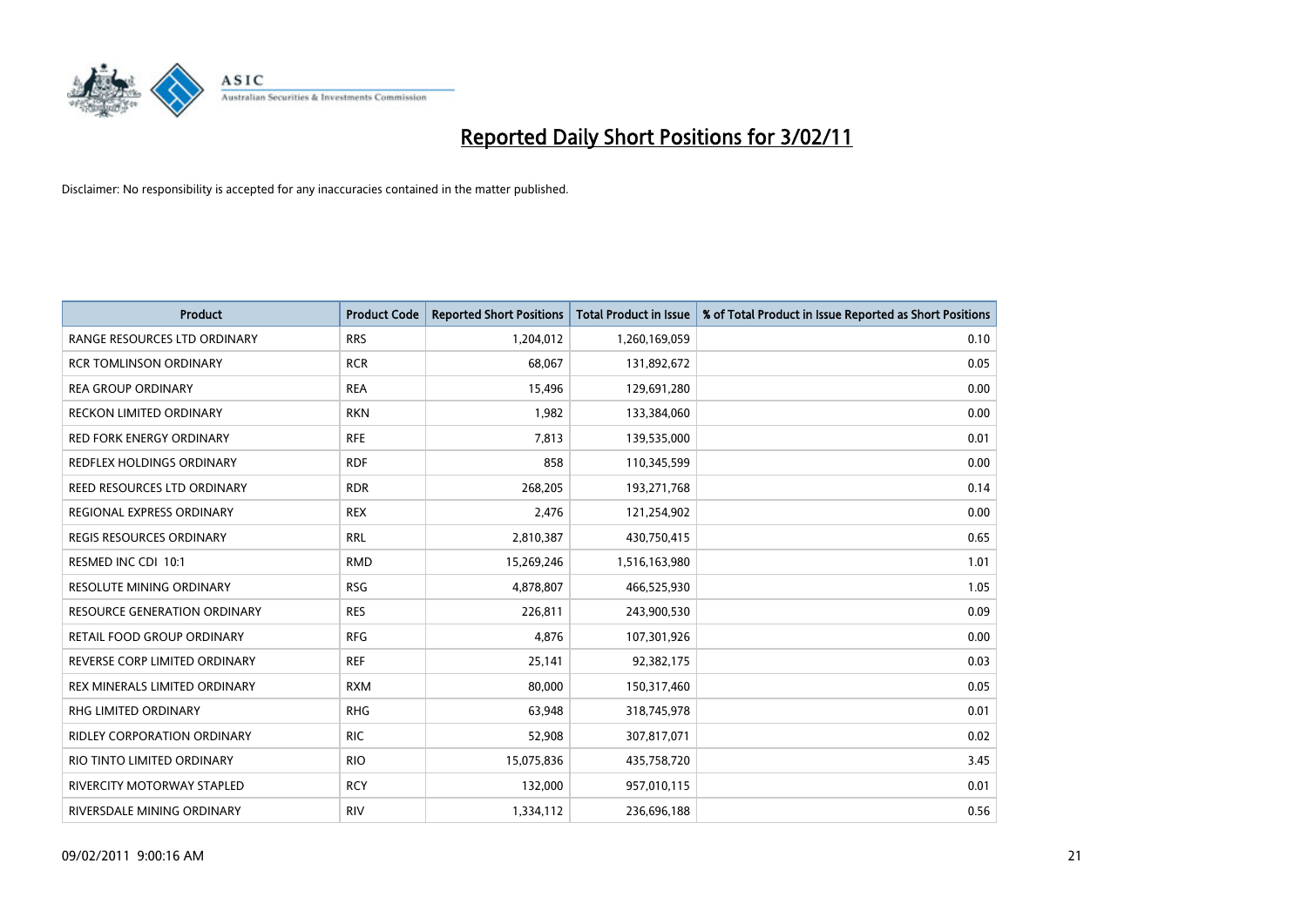# Reported Daily Short Positions for 3/02/11

Disclaimer: No responsibility is accepted for any inaccuracies contained in the matter published.

| Product | Product Code | Reported Short Positions | Total Product in Issue | % of Total Product in Issue Reported as Short Positions |
|---|---|---|---|---|
| RANGE RESOURCES LTD ORDINARY | RRS | 1,204,012 | 1,260,169,059 | 0.10 |
| RCR TOMLINSON ORDINARY | RCR | 68,067 | 131,892,672 | 0.05 |
| REA GROUP ORDINARY | REA | 15,496 | 129,691,280 | 0.00 |
| RECKON LIMITED ORDINARY | RKN | 1,982 | 133,384,060 | 0.00 |
| RED FORK ENERGY ORDINARY | RFE | 7,813 | 139,535,000 | 0.01 |
| REDFLEX HOLDINGS ORDINARY | RDF | 858 | 110,345,599 | 0.00 |
| REED RESOURCES LTD ORDINARY | RDR | 268,205 | 193,271,768 | 0.14 |
| REGIONAL EXPRESS ORDINARY | REX | 2,476 | 121,254,902 | 0.00 |
| REGIS RESOURCES ORDINARY | RRL | 2,810,387 | 430,750,415 | 0.65 |
| RESMED INC CDI 10:1 | RMD | 15,269,246 | 1,516,163,980 | 1.01 |
| RESOLUTE MINING ORDINARY | RSG | 4,878,807 | 466,525,930 | 1.05 |
| RESOURCE GENERATION ORDINARY | RES | 226,811 | 243,900,530 | 0.09 |
| RETAIL FOOD GROUP ORDINARY | RFG | 4,876 | 107,301,926 | 0.00 |
| REVERSE CORP LIMITED ORDINARY | REF | 25,141 | 92,382,175 | 0.03 |
| REX MINERALS LIMITED ORDINARY | RXM | 80,000 | 150,317,460 | 0.05 |
| RHG LIMITED ORDINARY | RHG | 63,948 | 318,745,978 | 0.01 |
| RIDLEY CORPORATION ORDINARY | RIC | 52,908 | 307,817,071 | 0.02 |
| RIO TINTO LIMITED ORDINARY | RIO | 15,075,836 | 435,758,720 | 3.45 |
| RIVERCITY MOTORWAY STAPLED | RCY | 132,000 | 957,010,115 | 0.01 |
| RIVERSDALE MINING ORDINARY | RIV | 1,334,112 | 236,696,188 | 0.56 |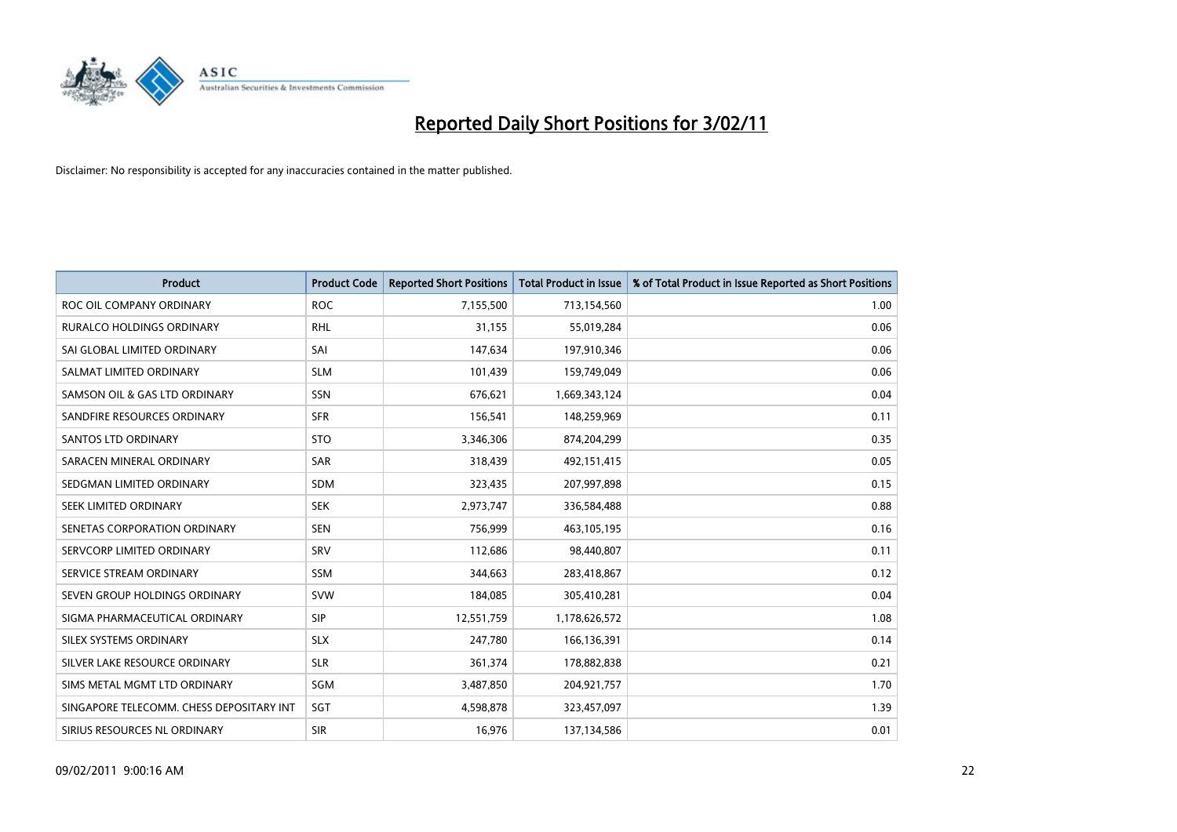# Reported Daily Short Positions for 3/02/11

Disclaimer: No responsibility is accepted for any inaccuracies contained in the matter published.

| Product | Product Code | Reported Short Positions | Total Product in Issue | % of Total Product in Issue Reported as Short Positions |
|---|---|---|---|---|
| ROC OIL COMPANY ORDINARY | ROC | 7,155,500 | 713,154,560 | 1.00 |
| RURALCO HOLDINGS ORDINARY | RHL | 31,155 | 55,019,284 | 0.06 |
| SAI GLOBAL LIMITED ORDINARY | SAI | 147,634 | 197,910,346 | 0.06 |
| SALMAT LIMITED ORDINARY | SLM | 101,439 | 159,749,049 | 0.06 |
| SAMSON OIL & GAS LTD ORDINARY | SSN | 676,621 | 1,669,343,124 | 0.04 |
| SANDFIRE RESOURCES ORDINARY | SFR | 156,541 | 148,259,969 | 0.11 |
| SANTOS LTD ORDINARY | STO | 3,346,306 | 874,204,299 | 0.35 |
| SARACEN MINERAL ORDINARY | SAR | 318,439 | 492,151,415 | 0.05 |
| SEDGMAN LIMITED ORDINARY | SDM | 323,435 | 207,997,898 | 0.15 |
| SEEK LIMITED ORDINARY | SEK | 2,973,747 | 336,584,488 | 0.88 |
| SENETAS CORPORATION ORDINARY | SEN | 756,999 | 463,105,195 | 0.16 |
| SERVCORP LIMITED ORDINARY | SRV | 112,686 | 98,440,807 | 0.11 |
| SERVICE STREAM ORDINARY | SSM | 344,663 | 283,418,867 | 0.12 |
| SEVEN GROUP HOLDINGS ORDINARY | SVW | 184,085 | 305,410,281 | 0.04 |
| SIGMA PHARMACEUTICAL ORDINARY | SIP | 12,551,759 | 1,178,626,572 | 1.08 |
| SILEX SYSTEMS ORDINARY | SLX | 247,780 | 166,136,391 | 0.14 |
| SILVER LAKE RESOURCE ORDINARY | SLR | 361,374 | 178,882,838 | 0.21 |
| SIMS METAL MGMT LTD ORDINARY | SGM | 3,487,850 | 204,921,757 | 1.70 |
| SINGAPORE TELECOMM. CHESS DEPOSITARY INT | SGT | 4,598,878 | 323,457,097 | 1.39 |
| SIRIUS RESOURCES NL ORDINARY | SIR | 16,976 | 137,134,586 | 0.01 |

09/02/2011 9:00:16 AM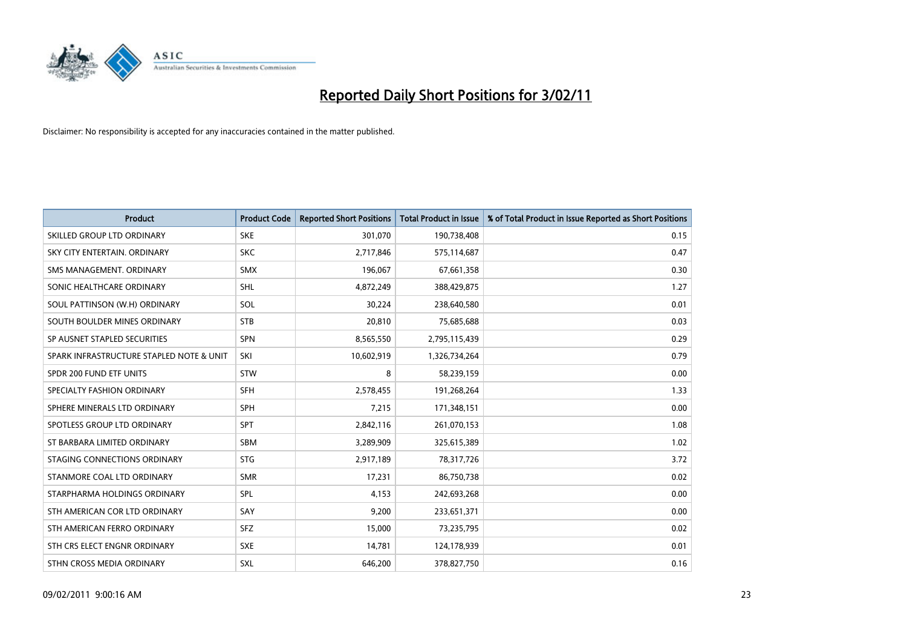# Reported Daily Short Positions for 3/02/11

Disclaimer: No responsibility is accepted for any inaccuracies contained in the matter published.

| Product | Product Code | Reported Short Positions | Total Product in Issue | % of Total Product in Issue Reported as Short Positions |
|---|---|---|---|---|
| SKILLED GROUP LTD ORDINARY | SKE | 301,070 | 190,738,408 | 0.15 |
| SKY CITY ENTERTAIN. ORDINARY | SKC | 2,717,846 | 575,114,687 | 0.47 |
| SMS MANAGEMENT. ORDINARY | SMX | 196,067 | 67,661,358 | 0.30 |
| SONIC HEALTHCARE ORDINARY | SHL | 4,872,249 | 388,429,875 | 1.27 |
| SOUL PATTINSON (W.H) ORDINARY | SOL | 30,224 | 238,640,580 | 0.01 |
| SOUTH BOULDER MINES ORDINARY | STB | 20,810 | 75,685,688 | 0.03 |
| SP AUSNET STAPLED SECURITIES | SPN | 8,565,550 | 2,795,115,439 | 0.29 |
| SPARK INFRASTRUCTURE STAPLED NOTE & UNIT | SKI | 10,602,919 | 1,326,734,264 | 0.79 |
| SPDR 200 FUND ETF UNITS | STW | 8 | 58,239,159 | 0.00 |
| SPECIALTY FASHION ORDINARY | SFH | 2,578,455 | 191,268,264 | 1.33 |
| SPHERE MINERALS LTD ORDINARY | SPH | 7,215 | 171,348,151 | 0.00 |
| SPOTLESS GROUP LTD ORDINARY | SPT | 2,842,116 | 261,070,153 | 1.08 |
| ST BARBARA LIMITED ORDINARY | SBM | 3,289,909 | 325,615,389 | 1.02 |
| STAGING CONNECTIONS ORDINARY | STG | 2,917,189 | 78,317,726 | 3.72 |
| STANMORE COAL LTD ORDINARY | SMR | 17,231 | 86,750,738 | 0.02 |
| STARPHARMA HOLDINGS ORDINARY | SPL | 4,153 | 242,693,268 | 0.00 |
| STH AMERICAN COR LTD ORDINARY | SAY | 9,200 | 233,651,371 | 0.00 |
| STH AMERICAN FERRO ORDINARY | SFZ | 15,000 | 73,235,795 | 0.02 |
| STH CRS ELECT ENGNR ORDINARY | SXE | 14,781 | 124,178,939 | 0.01 |
| STHN CROSS MEDIA ORDINARY | SXL | 646,200 | 378,827,750 | 0.16 |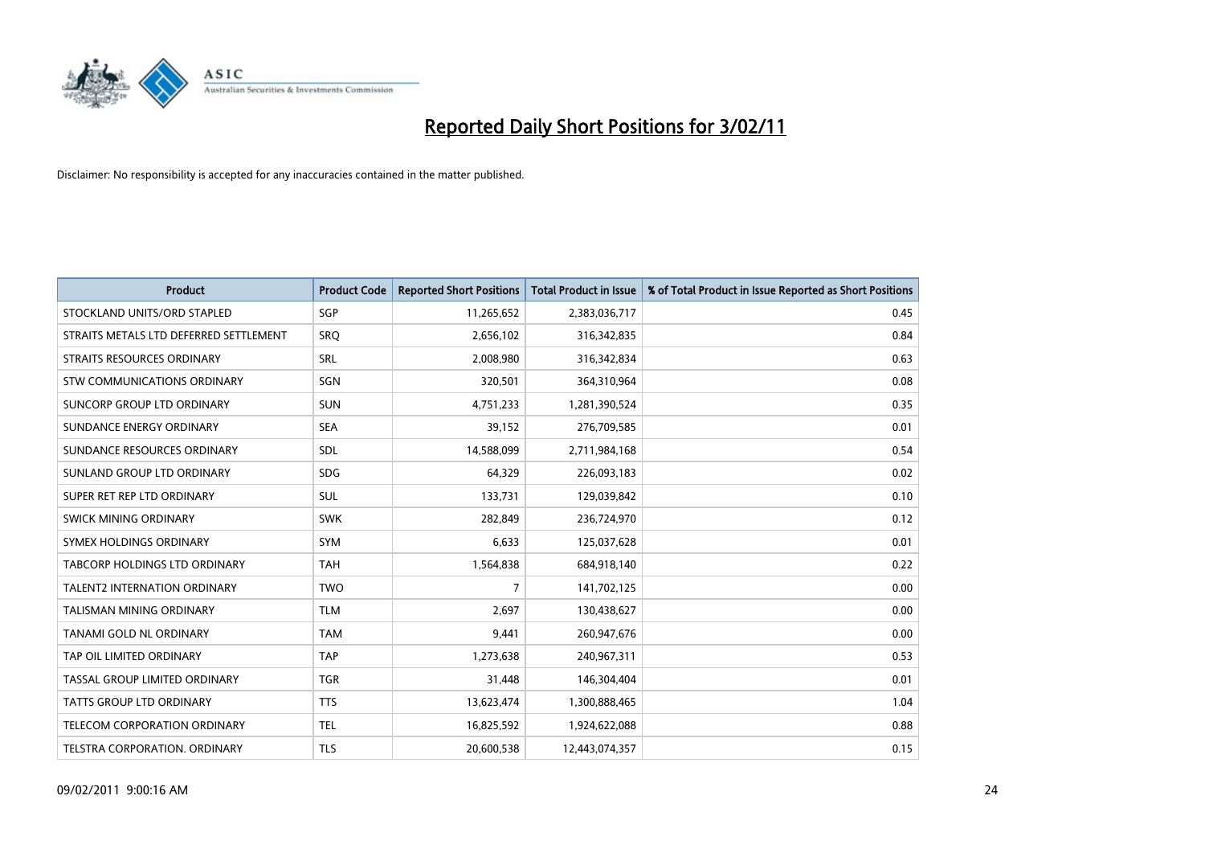# Reported Daily Short Positions for 3/02/11

Disclaimer: No responsibility is accepted for any inaccuracies contained in the matter published.

| Product | Product Code | Reported Short Positions | Total Product in Issue | % of Total Product in Issue Reported as Short Positions |
|---|---|---|---|---|
| STOCKLAND UNITS/ORD STAPLED | SGP | 11,265,652 | 2,383,036,717 | 0.45 |
| STRAITS METALS LTD DEFERRED SETTLEMENT | SRQ | 2,656,102 | 316,342,835 | 0.84 |
| STRAITS RESOURCES ORDINARY | SRL | 2,008,980 | 316,342,834 | 0.63 |
| STW COMMUNICATIONS ORDINARY | SGN | 320,501 | 364,310,964 | 0.08 |
| SUNCORP GROUP LTD ORDINARY | SUN | 4,751,233 | 1,281,390,524 | 0.35 |
| SUNDANCE ENERGY ORDINARY | SEA | 39,152 | 276,709,585 | 0.01 |
| SUNDANCE RESOURCES ORDINARY | SDL | 14,588,099 | 2,711,984,168 | 0.54 |
| SUNLAND GROUP LTD ORDINARY | SDG | 64,329 | 226,093,183 | 0.02 |
| SUPER RET REP LTD ORDINARY | SUL | 133,731 | 129,039,842 | 0.10 |
| SWICK MINING ORDINARY | SWK | 282,849 | 236,724,970 | 0.12 |
| SYMEX HOLDINGS ORDINARY | SYM | 6,633 | 125,037,628 | 0.01 |
| TABCORP HOLDINGS LTD ORDINARY | TAH | 1,564,838 | 684,918,140 | 0.22 |
| TALENT2 INTERNATION ORDINARY | TWO | 7 | 141,702,125 | 0.00 |
| TALISMAN MINING ORDINARY | TLM | 2,697 | 130,438,627 | 0.00 |
| TANAMI GOLD NL ORDINARY | TAM | 9,441 | 260,947,676 | 0.00 |
| TAP OIL LIMITED ORDINARY | TAP | 1,273,638 | 240,967,311 | 0.53 |
| TASSAL GROUP LIMITED ORDINARY | TGR | 31,448 | 146,304,404 | 0.01 |
| TATTS GROUP LTD ORDINARY | TTS | 13,623,474 | 1,300,888,465 | 1.04 |
| TELECOM CORPORATION ORDINARY | TEL | 16,825,592 | 1,924,622,088 | 0.88 |
| TELSTRA CORPORATION. ORDINARY | TLS | 20,600,538 | 12,443,074,357 | 0.15 |

09/02/2011 9:00:16 AM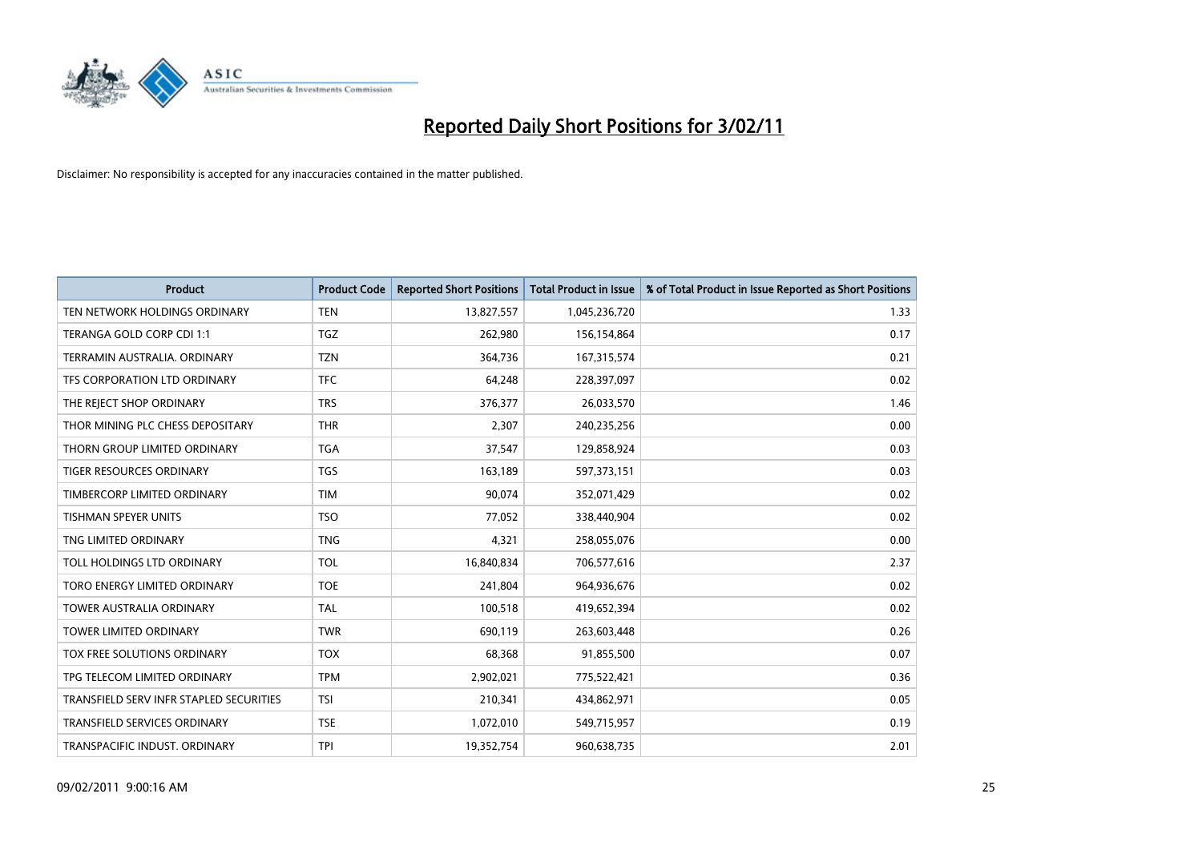# Reported Daily Short Positions for 3/02/11

Disclaimer: No responsibility is accepted for any inaccuracies contained in the matter published.

| Product | Product Code | Reported Short Positions | Total Product in Issue | % of Total Product in Issue Reported as Short Positions |
|---|---|---|---|---|
| TEN NETWORK HOLDINGS ORDINARY | TEN | 13,827,557 | 1,045,236,720 | 1.33 |
| TERANGA GOLD CORP CDI 1:1 | TGZ | 262,980 | 156,154,864 | 0.17 |
| TERRAMIN AUSTRALIA. ORDINARY | TZN | 364,736 | 167,315,574 | 0.21 |
| TFS CORPORATION LTD ORDINARY | TFC | 64,248 | 228,397,097 | 0.02 |
| THE REJECT SHOP ORDINARY | TRS | 376,377 | 26,033,570 | 1.46 |
| THOR MINING PLC CHESS DEPOSITARY | THR | 2,307 | 240,235,256 | 0.00 |
| THORN GROUP LIMITED ORDINARY | TGA | 37,547 | 129,858,924 | 0.03 |
| TIGER RESOURCES ORDINARY | TGS | 163,189 | 597,373,151 | 0.03 |
| TIMBERCORP LIMITED ORDINARY | TIM | 90,074 | 352,071,429 | 0.02 |
| TISHMAN SPEYER UNITS | TSO | 77,052 | 338,440,904 | 0.02 |
| TNG LIMITED ORDINARY | TNG | 4,321 | 258,055,076 | 0.00 |
| TOLL HOLDINGS LTD ORDINARY | TOL | 16,840,834 | 706,577,616 | 2.37 |
| TORO ENERGY LIMITED ORDINARY | TOE | 241,804 | 964,936,676 | 0.02 |
| TOWER AUSTRALIA ORDINARY | TAL | 100,518 | 419,652,394 | 0.02 |
| TOWER LIMITED ORDINARY | TWR | 690,119 | 263,603,448 | 0.26 |
| TOX FREE SOLUTIONS ORDINARY | TOX | 68,368 | 91,855,500 | 0.07 |
| TPG TELECOM LIMITED ORDINARY | TPM | 2,902,021 | 775,522,421 | 0.36 |
| TRANSFIELD SERV INFR STAPLED SECURITIES | TSI | 210,341 | 434,862,971 | 0.05 |
| TRANSFIELD SERVICES ORDINARY | TSE | 1,072,010 | 549,715,957 | 0.19 |
| TRANSPACIFIC INDUST. ORDINARY | TPI | 19,352,754 | 960,638,735 | 2.01 |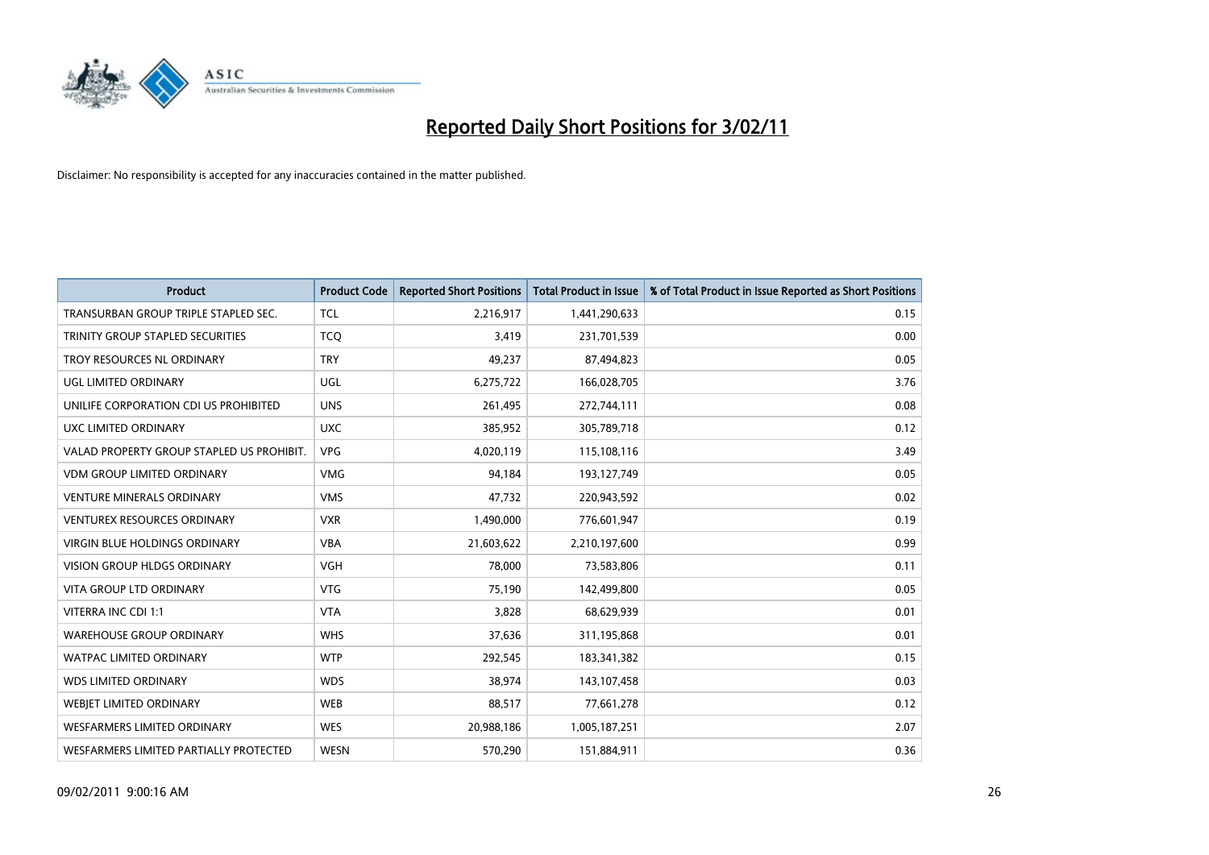# Reported Daily Short Positions for 3/02/11

Disclaimer: No responsibility is accepted for any inaccuracies contained in the matter published.

| Product | Product Code | Reported Short Positions | Total Product in Issue | % of Total Product in Issue Reported as Short Positions |
|---|---|---|---|---|
| TRANSURBAN GROUP TRIPLE STAPLED SEC. | TCL | 2,216,917 | 1,441,290,633 | 0.15 |
| TRINITY GROUP STAPLED SECURITIES | TCQ | 3,419 | 231,701,539 | 0.00 |
| TROY RESOURCES NL ORDINARY | TRY | 49,237 | 87,494,823 | 0.05 |
| UGL LIMITED ORDINARY | UGL | 6,275,722 | 166,028,705 | 3.76 |
| UNILIFE CORPORATION CDI US PROHIBITED | UNS | 261,495 | 272,744,111 | 0.08 |
| UXC LIMITED ORDINARY | UXC | 385,952 | 305,789,718 | 0.12 |
| VALAD PROPERTY GROUP STAPLED US PROHIBIT. | VPG | 4,020,119 | 115,108,116 | 3.49 |
| VDM GROUP LIMITED ORDINARY | VMG | 94,184 | 193,127,749 | 0.05 |
| VENTURE MINERALS ORDINARY | VMS | 47,732 | 220,943,592 | 0.02 |
| VENTUREX RESOURCES ORDINARY | VXR | 1,490,000 | 776,601,947 | 0.19 |
| VIRGIN BLUE HOLDINGS ORDINARY | VBA | 21,603,622 | 2,210,197,600 | 0.99 |
| VISION GROUP HLDGS ORDINARY | VGH | 78,000 | 73,583,806 | 0.11 |
| VITA GROUP LTD ORDINARY | VTG | 75,190 | 142,499,800 | 0.05 |
| VITERRA INC CDI 1:1 | VTA | 3,828 | 68,629,939 | 0.01 |
| WAREHOUSE GROUP ORDINARY | WHS | 37,636 | 311,195,868 | 0.01 |
| WATPAC LIMITED ORDINARY | WTP | 292,545 | 183,341,382 | 0.15 |
| WDS LIMITED ORDINARY | WDS | 38,974 | 143,107,458 | 0.03 |
| WEBJET LIMITED ORDINARY | WEB | 88,517 | 77,661,278 | 0.12 |
| WESFARMERS LIMITED ORDINARY | WES | 20,988,186 | 1,005,187,251 | 2.07 |
| WESFARMERS LIMITED PARTIALLY PROTECTED | WESN | 570,290 | 151,884,911 | 0.36 |

09/02/2011 9:00:16 AM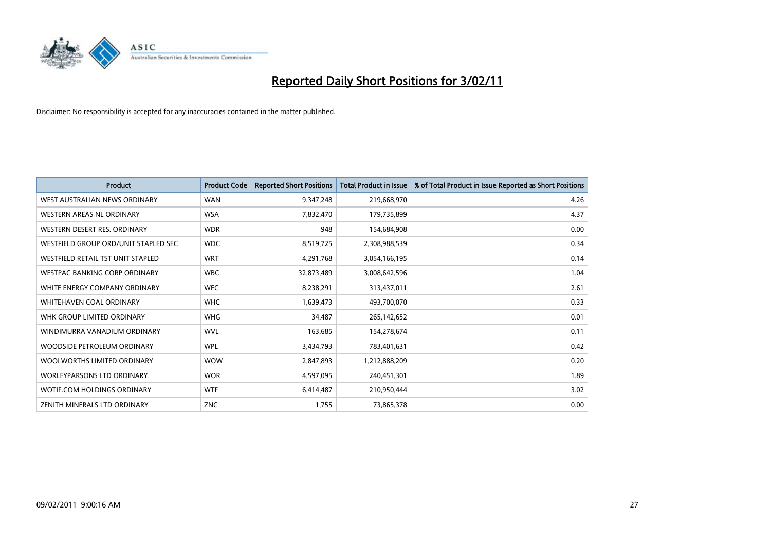# Reported Daily Short Positions for 3/02/11

Disclaimer: No responsibility is accepted for any inaccuracies contained in the matter published.

| Product | Product Code | Reported Short Positions | Total Product in Issue | % of Total Product in Issue Reported as Short Positions |
|---|---|---|---|---|
| WEST AUSTRALIAN NEWS ORDINARY | WAN | 9,347,248 | 219,668,970 | 4.26 |
| WESTERN AREAS NL ORDINARY | WSA | 7,832,470 | 179,735,899 | 4.37 |
| WESTERN DESERT RES. ORDINARY | WDR | 948 | 154,684,908 | 0.00 |
| WESTFIELD GROUP ORD/UNIT STAPLED SEC | WDC | 8,519,725 | 2,308,988,539 | 0.34 |
| WESTFIELD RETAIL TST UNIT STAPLED | WRT | 4,291,768 | 3,054,166,195 | 0.14 |
| WESTPAC BANKING CORP ORDINARY | WBC | 32,873,489 | 3,008,642,596 | 1.04 |
| WHITE ENERGY COMPANY ORDINARY | WEC | 8,238,291 | 313,437,011 | 2.61 |
| WHITEHAVEN COAL ORDINARY | WHC | 1,639,473 | 493,700,070 | 0.33 |
| WHK GROUP LIMITED ORDINARY | WHG | 34,487 | 265,142,652 | 0.01 |
| WINDIMURRA VANADIUM ORDINARY | WVL | 163,685 | 154,278,674 | 0.11 |
| WOODSIDE PETROLEUM ORDINARY | WPL | 3,434,793 | 783,401,631 | 0.42 |
| WOOLWORTHS LIMITED ORDINARY | WOW | 2,847,893 | 1,212,888,209 | 0.20 |
| WORLEYPARSONS LTD ORDINARY | WOR | 4,597,095 | 240,451,301 | 1.89 |
| WOTIF.COM HOLDINGS ORDINARY | WTF | 6,414,487 | 210,950,444 | 3.02 |
| ZENITH MINERALS LTD ORDINARY | ZNC | 1,755 | 73,865,378 | 0.00 |